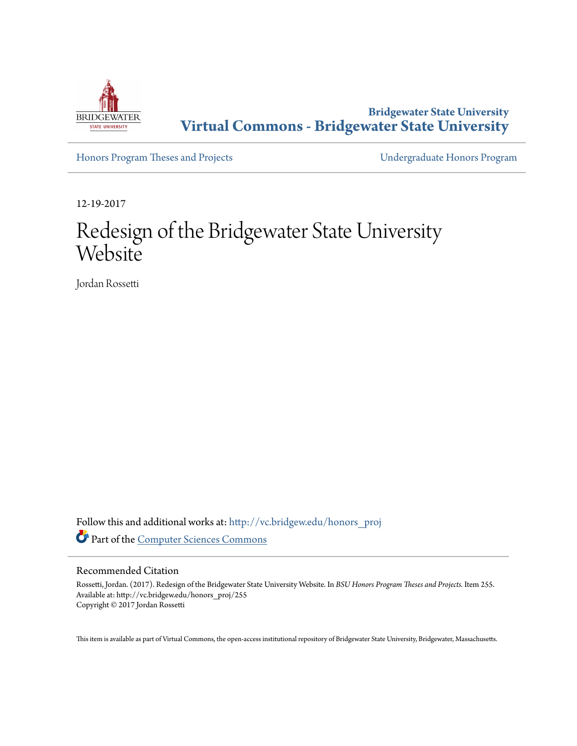Bridgewater State University
**Virtual Commons - Bridgewater State University**

Honors Program Theses and Projects | Undergraduate Honors Program

12-19-2017

# Redesign of the Bridgewater State University Website

Jordan Rossetti

Follow this and additional works at: http://vc.bridgew.edu/honors_proj

Part of the Computer Sciences Commons

## Recommended Citation

Rossetti, Jordan. (2017). Redesign of the Bridgewater State University Website. In *BSU Honors Program Theses and Projects.* Item 255. Available at: http://vc.bridgew.edu/honors_proj/255
Copyright © 2017 Jordan Rossetti

This item is available as part of Virtual Commons, the open-access institutional repository of Bridgewater State University, Bridgewater, Massachusetts.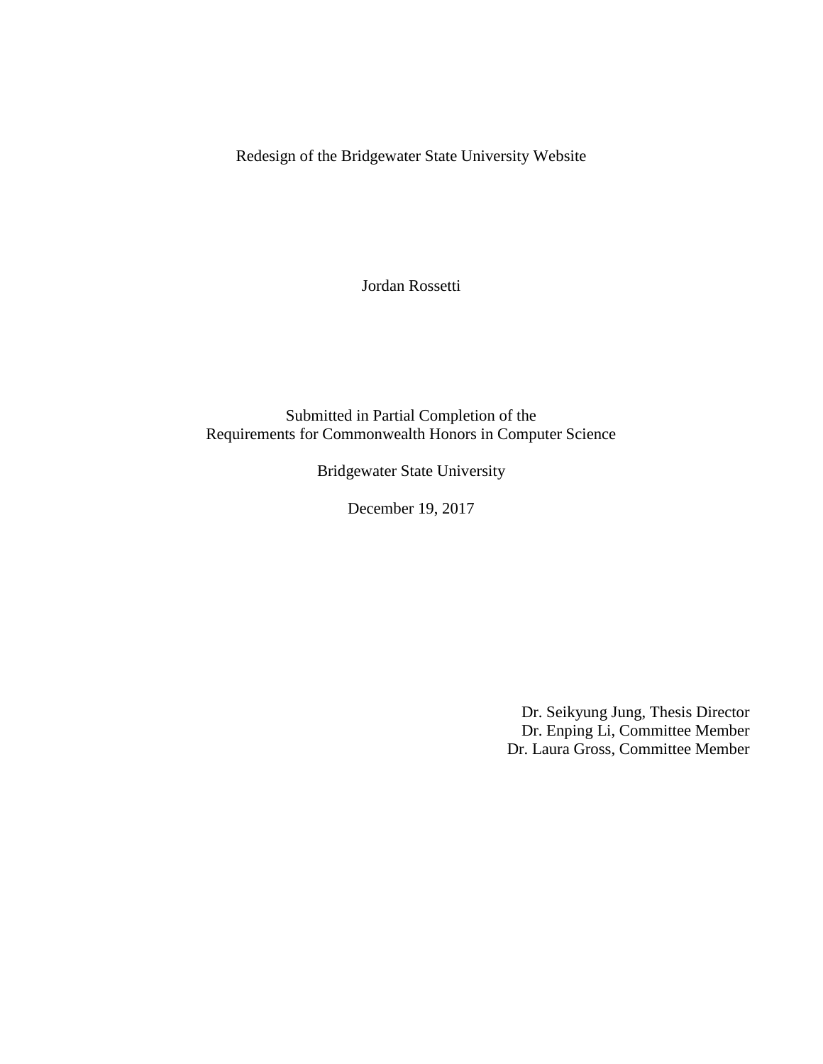Redesign of the Bridgewater State University Website

Jordan Rossetti

Submitted in Partial Completion of the
Requirements for Commonwealth Honors in Computer Science

Bridgewater State University

December 19, 2017

Dr. Seikyung Jung, Thesis Director
Dr. Enping Li, Committee Member
Dr. Laura Gross, Committee Member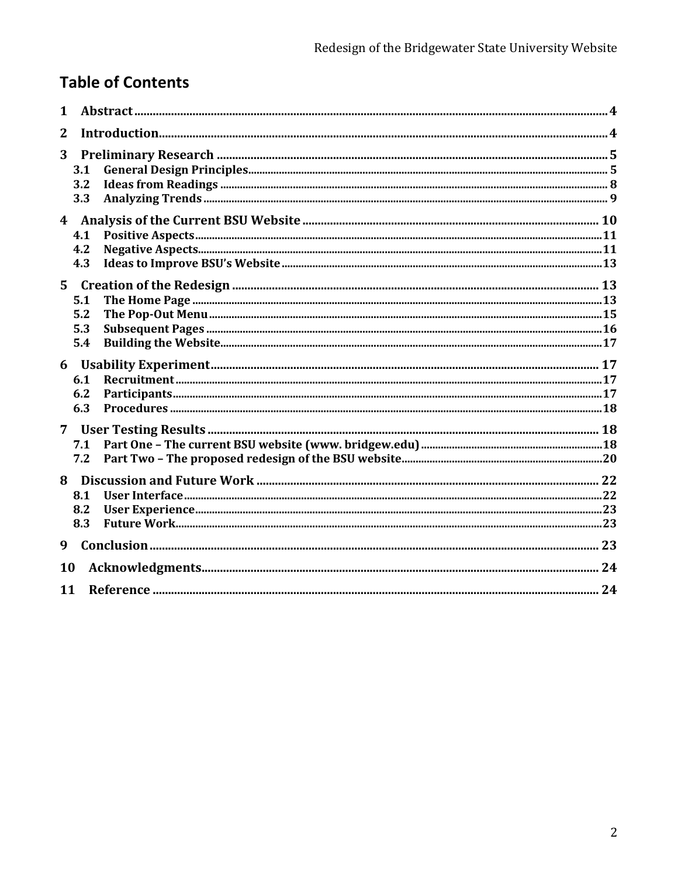# Table of Contents

1 Abstract ............................................................ 4

2 Introduction ............................................................ 4

3 Preliminary Research ............................................................ 5

- 3.1 General Design Principles ............................................................ 5
- 3.2 Ideas from Readings ............................................................ 8
- 3.3 Analyzing Trends ............................................................ 9

4 Analysis of the Current BSU Website ............................................................ 10

- 4.1 Positive Aspects ............................................................ 11
- 4.2 Negative Aspects ............................................................ 11
- 4.3 Ideas to Improve BSU's Website ............................................................ 13

5 Creation of the Redesign ............................................................ 13

- 5.1 The Home Page ............................................................ 13
- 5.2 The Pop-Out Menu ............................................................ 15
- 5.3 Subsequent Pages ............................................................ 16
- 5.4 Building the Website ............................................................ 17

6 Usability Experiment ............................................................ 17

- 6.1 Recruitment ............................................................ 17
- 6.2 Participants ............................................................ 17
- 6.3 Procedures ............................................................ 18

7 User Testing Results ............................................................ 18

- 7.1 Part One – The current BSU website (www. bridgew.edu) ............................................................ 18
- 7.2 Part Two – The proposed redesign of the BSU website ............................................................ 20

8 Discussion and Future Work ............................................................ 22

- 8.1 User Interface ............................................................ 22
- 8.2 User Experience ............................................................ 23
- 8.3 Future Work ............................................................ 23

9 Conclusion ............................................................ 23

10 Acknowledgments ............................................................ 24

11 Reference ............................................................ 24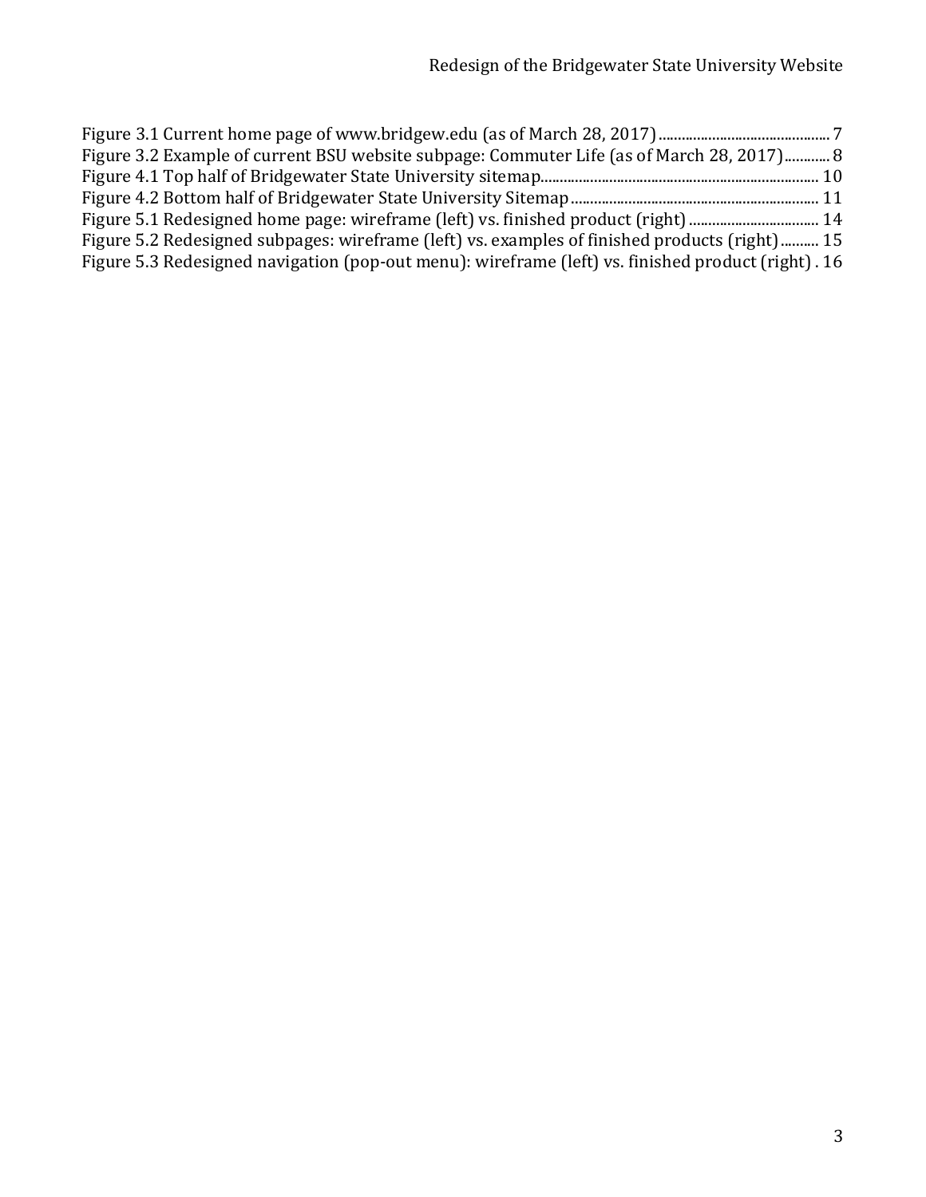Figure 3.1 Current home page of www.bridgew.edu (as of March 28, 2017) ............................................ 7
Figure 3.2 Example of current BSU website subpage: Commuter Life (as of March 28, 2017) ............ 8
Figure 4.1 Top half of Bridgewater State University sitemap ........................................................................ 10
Figure 4.2 Bottom half of Bridgewater State University Sitemap ................................................................. 11
Figure 5.1 Redesigned home page: wireframe (left) vs. finished product (right) .................................. 14
Figure 5.2 Redesigned subpages: wireframe (left) vs. examples of finished products (right) .......... 15
Figure 5.3 Redesigned navigation (pop-out menu): wireframe (left) vs. finished product (right) . 16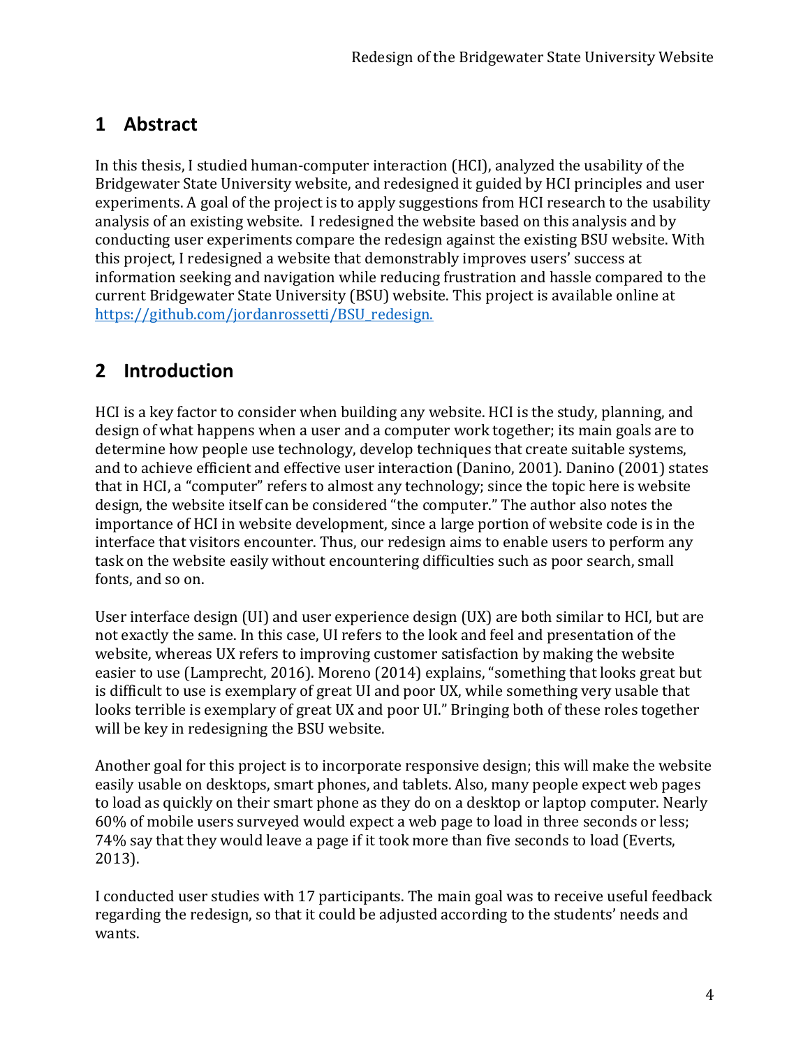## 1 Abstract

In this thesis, I studied human-computer interaction (HCI), analyzed the usability of the Bridgewater State University website, and redesigned it guided by HCI principles and user experiments. A goal of the project is to apply suggestions from HCI research to the usability analysis of an existing website. I redesigned the website based on this analysis and by conducting user experiments compare the redesign against the existing BSU website. With this project, I redesigned a website that demonstrably improves users' success at information seeking and navigation while reducing frustration and hassle compared to the current Bridgewater State University (BSU) website. This project is available online at [https://github.com/jordanrossetti/BSU_redesign.](https://github.com/jordanrossetti/BSU_redesign)

## 2 Introduction

HCI is a key factor to consider when building any website. HCI is the study, planning, and design of what happens when a user and a computer work together; its main goals are to determine how people use technology, develop techniques that create suitable systems, and to achieve efficient and effective user interaction (Danino, 2001). Danino (2001) states that in HCI, a "computer" refers to almost any technology; since the topic here is website design, the website itself can be considered "the computer." The author also notes the importance of HCI in website development, since a large portion of website code is in the interface that visitors encounter. Thus, our redesign aims to enable users to perform any task on the website easily without encountering difficulties such as poor search, small fonts, and so on.

User interface design (UI) and user experience design (UX) are both similar to HCI, but are not exactly the same. In this case, UI refers to the look and feel and presentation of the website, whereas UX refers to improving customer satisfaction by making the website easier to use (Lamprecht, 2016). Moreno (2014) explains, "something that looks great but is difficult to use is exemplary of great UI and poor UX, while something very usable that looks terrible is exemplary of great UX and poor UI." Bringing both of these roles together will be key in redesigning the BSU website.

Another goal for this project is to incorporate responsive design; this will make the website easily usable on desktops, smart phones, and tablets. Also, many people expect web pages to load as quickly on their smart phone as they do on a desktop or laptop computer. Nearly 60% of mobile users surveyed would expect a web page to load in three seconds or less; 74% say that they would leave a page if it took more than five seconds to load (Everts, 2013).

I conducted user studies with 17 participants. The main goal was to receive useful feedback regarding the redesign, so that it could be adjusted according to the students' needs and wants.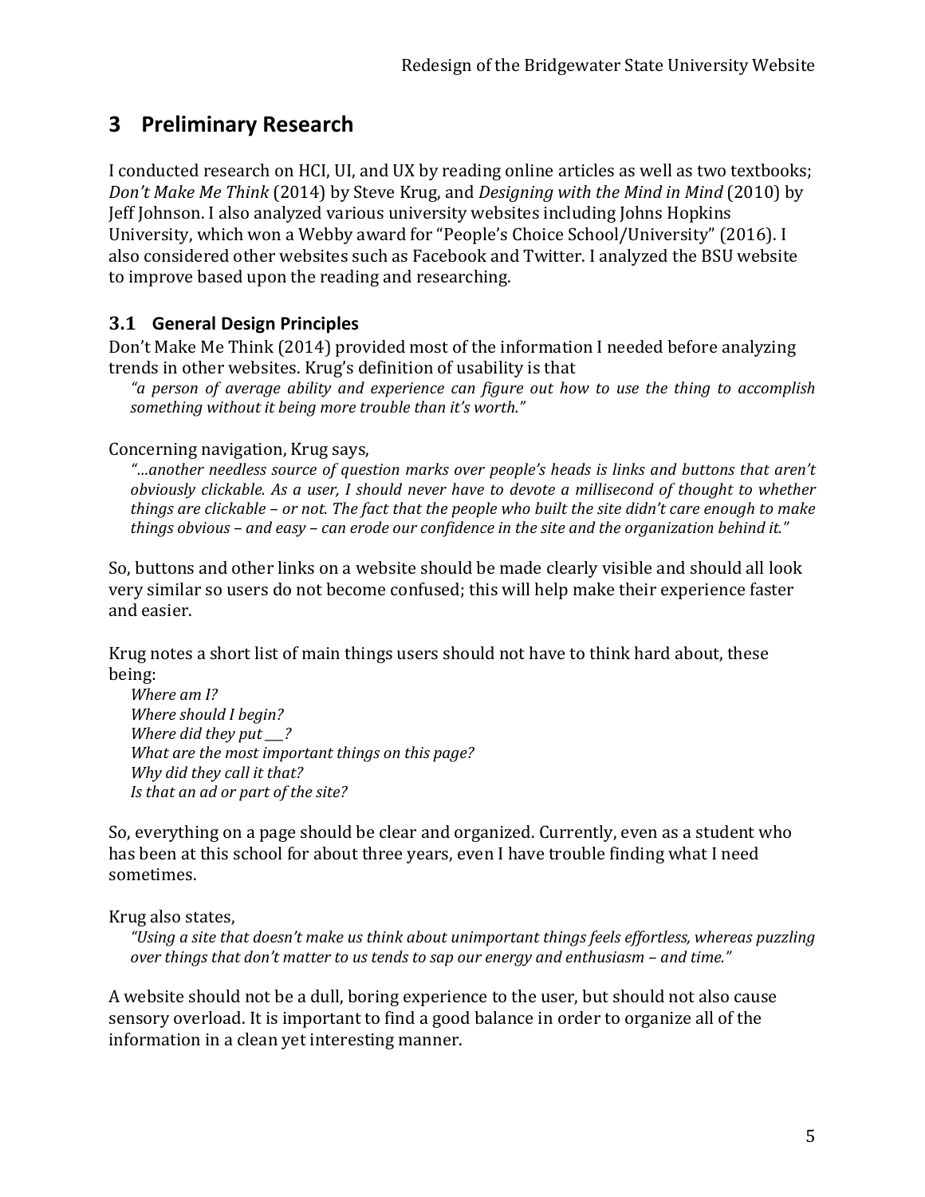# 3 Preliminary Research

I conducted research on HCI, UI, and UX by reading online articles as well as two textbooks; *Don't Make Me Think* (2014) by Steve Krug, and *Designing with the Mind in Mind* (2010) by Jeff Johnson. I also analyzed various university websites including Johns Hopkins University, which won a Webby award for "People's Choice School/University" (2016). I also considered other websites such as Facebook and Twitter. I analyzed the BSU website to improve based upon the reading and researching.

## 3.1 General Design Principles

Don't Make Me Think (2014) provided most of the information I needed before analyzing trends in other websites. Krug's definition of usability is that

> *"a person of average ability and experience can figure out how to use the thing to accomplish something without it being more trouble than it's worth."*

Concerning navigation, Krug says,

> *"…another needless source of question marks over people's heads is links and buttons that aren't obviously clickable. As a user, I should never have to devote a millisecond of thought to whether things are clickable – or not. The fact that the people who built the site didn't care enough to make things obvious – and easy – can erode our confidence in the site and the organization behind it."*

So, buttons and other links on a website should be made clearly visible and should all look very similar so users do not become confused; this will help make their experience faster and easier.

Krug notes a short list of main things users should not have to think hard about, these being:

> *Where am I?*
> *Where should I begin?*
> *Where did they put ___?*
> *What are the most important things on this page?*
> *Why did they call it that?*
> *Is that an ad or part of the site?*

So, everything on a page should be clear and organized. Currently, even as a student who has been at this school for about three years, even I have trouble finding what I need sometimes.

Krug also states,

> *"Using a site that doesn't make us think about unimportant things feels effortless, whereas puzzling over things that don't matter to us tends to sap our energy and enthusiasm – and time."*

A website should not be a dull, boring experience to the user, but should not also cause sensory overload. It is important to find a good balance in order to organize all of the information in a clean yet interesting manner.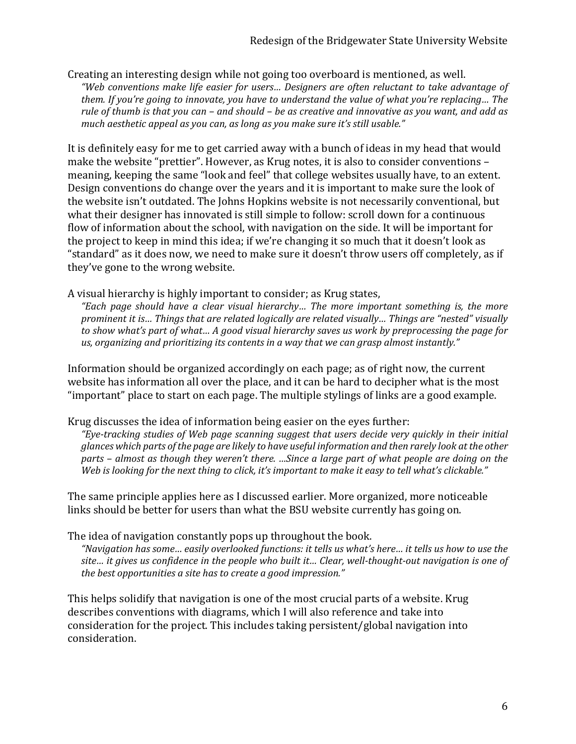Creating an interesting design while not going too overboard is mentioned, as well.

> *"Web conventions make life easier for users… Designers are often reluctant to take advantage of them. If you're going to innovate, you have to understand the value of what you're replacing… The rule of thumb is that you can – and should – be as creative and innovative as you want, and add as much aesthetic appeal as you can, as long as you make sure it's still usable."*

It is definitely easy for me to get carried away with a bunch of ideas in my head that would make the website "prettier". However, as Krug notes, it is also to consider conventions – meaning, keeping the same "look and feel" that college websites usually have, to an extent. Design conventions do change over the years and it is important to make sure the look of the website isn't outdated. The Johns Hopkins website is not necessarily conventional, but what their designer has innovated is still simple to follow: scroll down for a continuous flow of information about the school, with navigation on the side. It will be important for the project to keep in mind this idea; if we're changing it so much that it doesn't look as "standard" as it does now, we need to make sure it doesn't throw users off completely, as if they've gone to the wrong website.

A visual hierarchy is highly important to consider; as Krug states,

> *"Each page should have a clear visual hierarchy… The more important something is, the more prominent it is… Things that are related logically are related visually… Things are "nested" visually to show what's part of what… A good visual hierarchy saves us work by preprocessing the page for us, organizing and prioritizing its contents in a way that we can grasp almost instantly."*

Information should be organized accordingly on each page; as of right now, the current website has information all over the place, and it can be hard to decipher what is the most "important" place to start on each page. The multiple stylings of links are a good example.

Krug discusses the idea of information being easier on the eyes further:

> *"Eye-tracking studies of Web page scanning suggest that users decide very quickly in their initial glances which parts of the page are likely to have useful information and then rarely look at the other parts – almost as though they weren't there. …Since a large part of what people are doing on the Web is looking for the next thing to click, it's important to make it easy to tell what's clickable."*

The same principle applies here as I discussed earlier. More organized, more noticeable links should be better for users than what the BSU website currently has going on.

The idea of navigation constantly pops up throughout the book.

> *"Navigation has some… easily overlooked functions: it tells us what's here… it tells us how to use the site… it gives us confidence in the people who built it… Clear, well-thought-out navigation is one of the best opportunities a site has to create a good impression."*

This helps solidify that navigation is one of the most crucial parts of a website. Krug describes conventions with diagrams, which I will also reference and take into consideration for the project. This includes taking persistent/global navigation into consideration.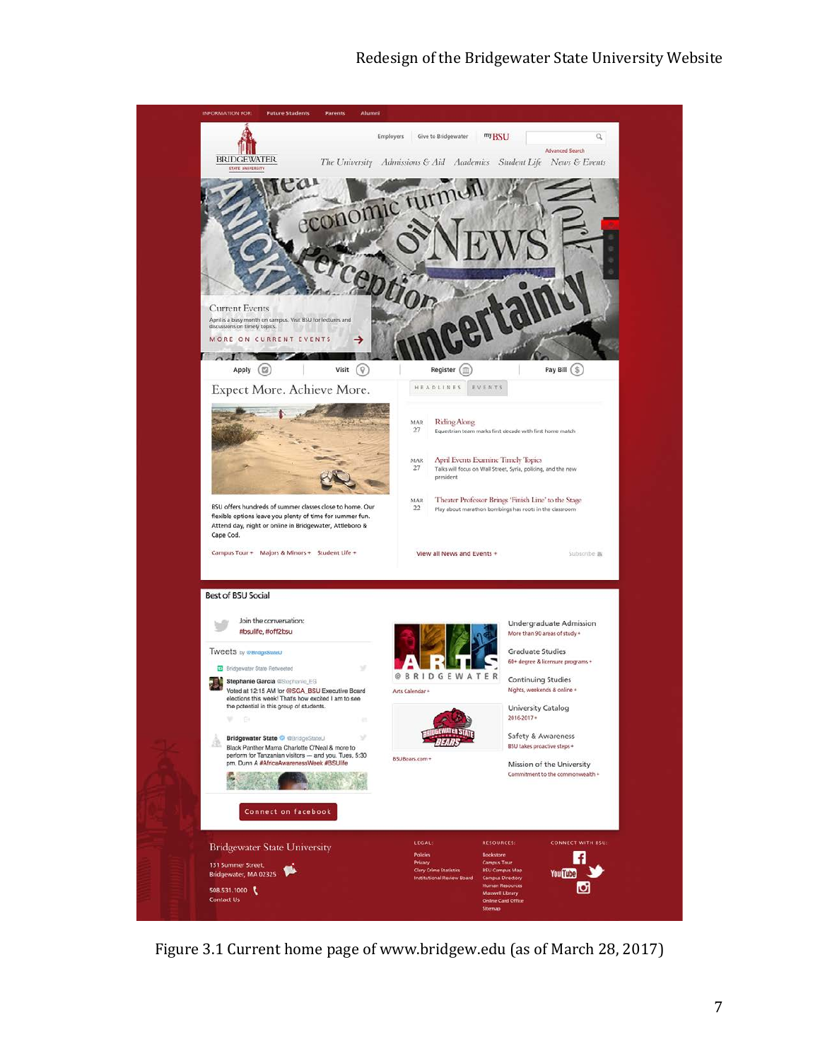Figure 3.1 Current home page of www.bridgew.edu (as of March 28, 2017)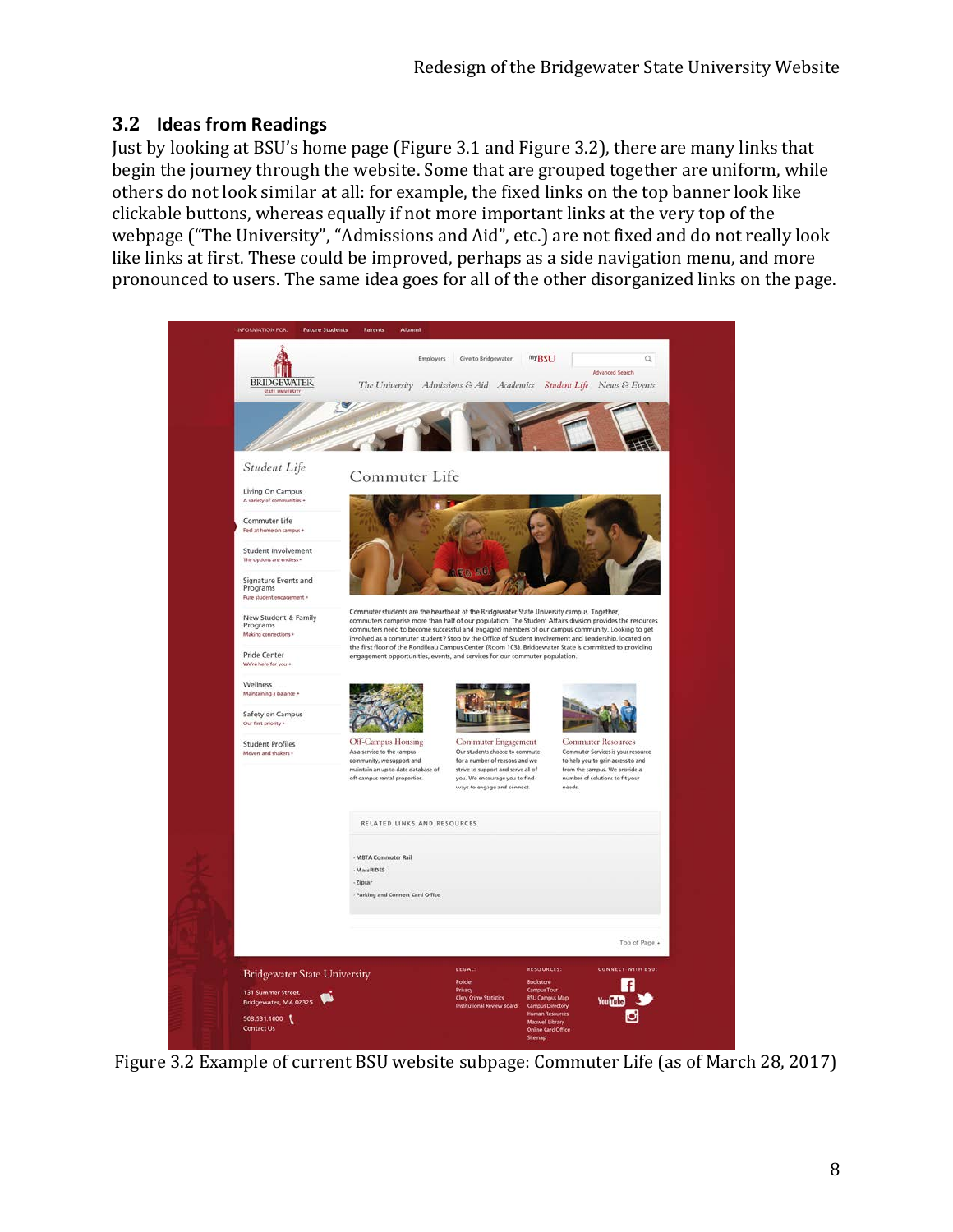## 3.2 Ideas from Readings

Just by looking at BSU's home page (Figure 3.1 and Figure 3.2), there are many links that begin the journey through the website. Some that are grouped together are uniform, while others do not look similar at all: for example, the fixed links on the top banner look like clickable buttons, whereas equally if not more important links at the very top of the webpage ("The University", "Admissions and Aid", etc.) are not fixed and do not really look like links at first. These could be improved, perhaps as a side navigation menu, and more pronounced to users. The same idea goes for all of the other disorganized links on the page.

Figure 3.2 Example of current BSU website subpage: Commuter Life (as of March 28, 2017)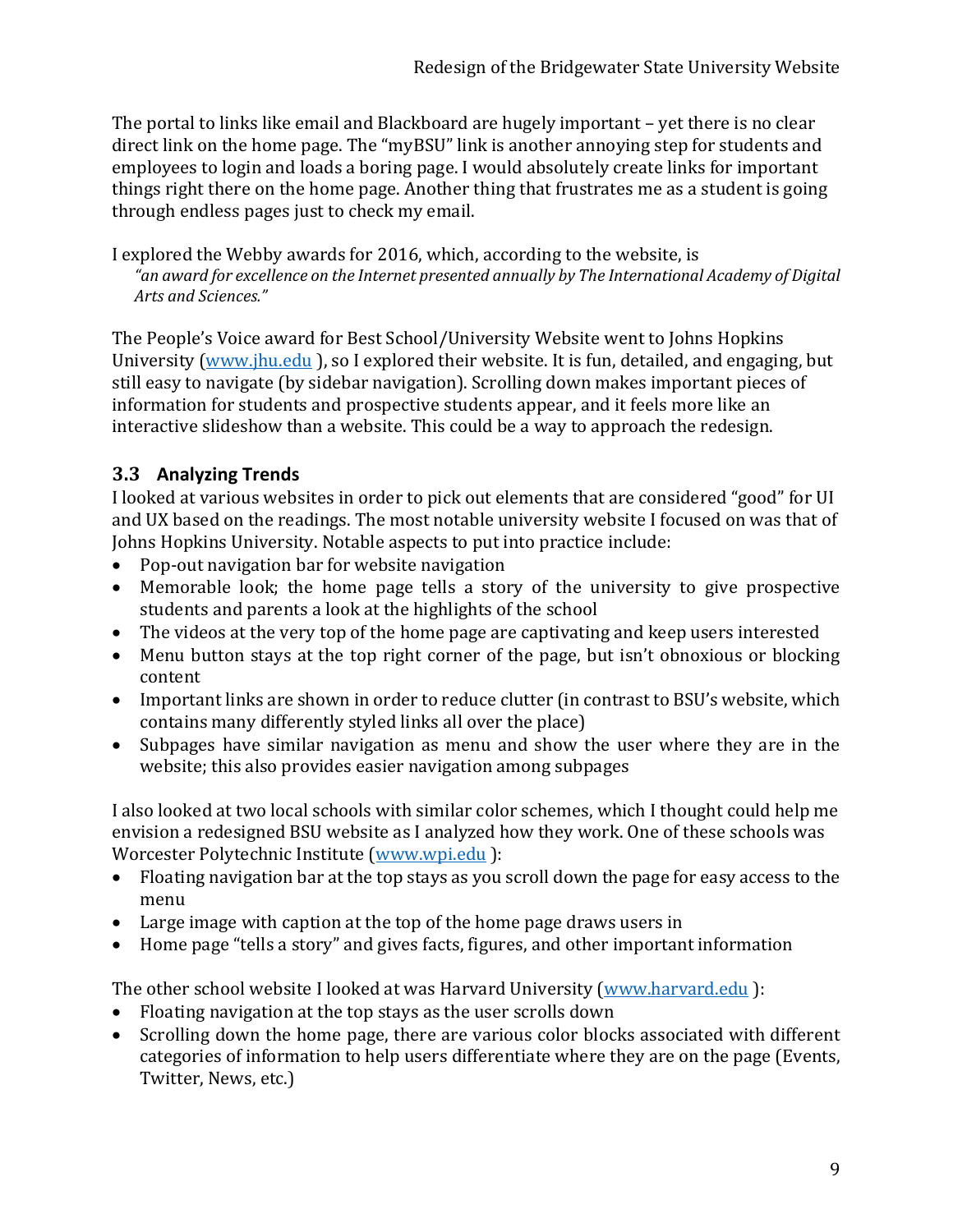The portal to links like email and Blackboard are hugely important – yet there is no clear direct link on the home page. The "myBSU" link is another annoying step for students and employees to login and loads a boring page. I would absolutely create links for important things right there on the home page. Another thing that frustrates me as a student is going through endless pages just to check my email.

I explored the Webby awards for 2016, which, according to the website, is

> *"an award for excellence on the Internet presented annually by The International Academy of Digital Arts and Sciences."*

The People's Voice award for Best School/University Website went to Johns Hopkins University (www.jhu.edu ), so I explored their website. It is fun, detailed, and engaging, but still easy to navigate (by sidebar navigation). Scrolling down makes important pieces of information for students and prospective students appear, and it feels more like an interactive slideshow than a website. This could be a way to approach the redesign.

### 3.3 Analyzing Trends

I looked at various websites in order to pick out elements that are considered "good" for UI and UX based on the readings. The most notable university website I focused on was that of Johns Hopkins University. Notable aspects to put into practice include:

- Pop-out navigation bar for website navigation
- Memorable look; the home page tells a story of the university to give prospective students and parents a look at the highlights of the school
- The videos at the very top of the home page are captivating and keep users interested
- Menu button stays at the top right corner of the page, but isn't obnoxious or blocking content
- Important links are shown in order to reduce clutter (in contrast to BSU's website, which contains many differently styled links all over the place)
- Subpages have similar navigation as menu and show the user where they are in the website; this also provides easier navigation among subpages

I also looked at two local schools with similar color schemes, which I thought could help me envision a redesigned BSU website as I analyzed how they work. One of these schools was Worcester Polytechnic Institute (www.wpi.edu ):

- Floating navigation bar at the top stays as you scroll down the page for easy access to the menu
- Large image with caption at the top of the home page draws users in
- Home page "tells a story" and gives facts, figures, and other important information

The other school website I looked at was Harvard University (www.harvard.edu ):

- Floating navigation at the top stays as the user scrolls down
- Scrolling down the home page, there are various color blocks associated with different categories of information to help users differentiate where they are on the page (Events, Twitter, News, etc.)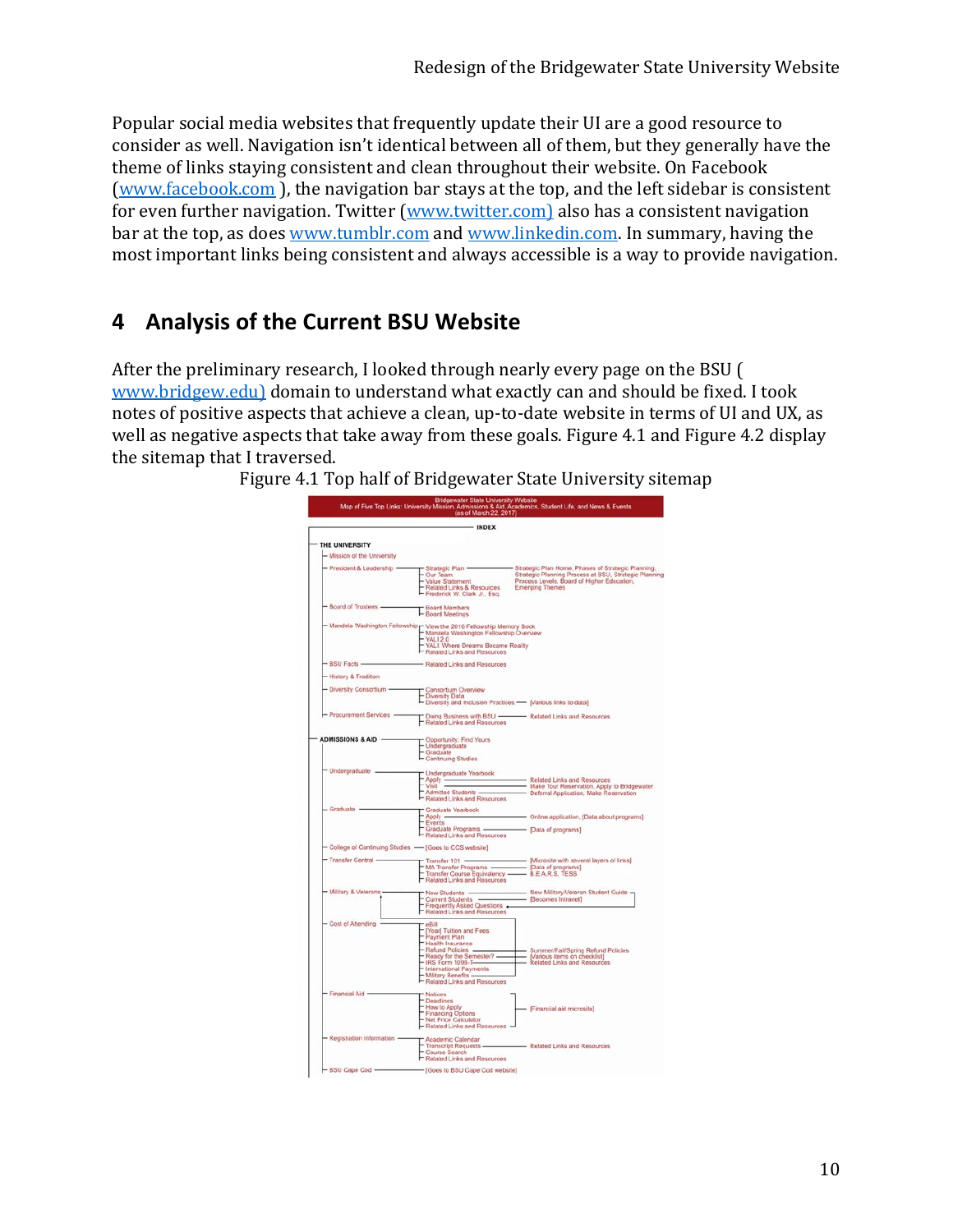Popular social media websites that frequently update their UI are a good resource to consider as well. Navigation isn't identical between all of them, but they generally have the theme of links staying consistent and clean throughout their website. On Facebook (www.facebook.com ), the navigation bar stays at the top, and the left sidebar is consistent for even further navigation. Twitter (www.twitter.com) also has a consistent navigation bar at the top, as does www.tumblr.com and www.linkedin.com. In summary, having the most important links being consistent and always accessible is a way to provide navigation.

## 4 Analysis of the Current BSU Website

After the preliminary research, I looked through nearly every page on the BSU ( www.bridgew.edu) domain to understand what exactly can and should be fixed. I took notes of positive aspects that achieve a clean, up-to-date website in terms of UI and UX, as well as negative aspects that take away from these goals. Figure 4.1 and Figure 4.2 display the sitemap that I traversed.

Figure 4.1 Top half of Bridgewater State University sitemap

Bridgewater State University Website
Map of Five Top Links: University Mission, Admissions & Aid, Academics, Student Life, and News & Events
(as of March 22, 2017)

INDEX

- THE UNIVERSITY
  - Mission of the University
  - President & Leadership
    - Strategic Plan — Strategic Plan Home, Phases of Strategic Planning, Strategic Planning Process at BSU, Strategic Planning Process Levels, Board of Higher Education, Emerging Themes
    - Our Team
    - Value Statement
    - Related Links & Resources
    - Frederick W. Clark Jr., Esq.
  - Board of Trustees
    - Board Members
    - Board Meetings
  - Mandela Washington Fellowship
    - View the 2016 Fellowship Memory Book
    - Mandela Washington Fellowship Overview
    - YALI 2.0
    - YALI: Where Dreams Became Reality
    - Related Links and Resources
  - BSU Facts
    - Related Links and Resources
  - History & Tradition
  - Diversity Consortium
    - Consortium Overview
    - Diversity Data
    - Diversity and Inclusion Practices — [Various links to data]
  - Procurement Services
    - Doing Business with BSU — Related Links and Resources
    - Related Links and Resources
- ADMISSIONS & AID
  - Opportunity: Find Yours
  - Undergraduate
  - Graduate
  - Continuing Studies
  - Undergraduate
    - Undergraduate Yearbook
    - Apply — Related Links and Resources
    - Visit — Make Tour Reservation, Apply to Bridgewater
    - Admitted Students — Deferral Application, Make Reservation
    - Related Links and Resources
  - Graduate
    - Graduate Yearbook
    - Apply — Online application, [Data about programs]
    - Events
    - Graduate Programs — [Data of programs]
    - Related Links and Resources
  - College of Continuing Studies — [Goes to CCS website]
  - Transfer Central
    - Transfer 101 — [Microsite with several layers of links]
    - MA Transfer Programs — [Data of programs]
    - Transfer Course Equivalency — B.E.A.R.S. TESS
    - Related Links and Resources
  - Military & Veterans
    - New Students — New Military/Veteran Student Guide
    - Current Students — [Becomes Intranet]
    - Frequently Asked Questions
    - Related Links and Resources
  - Cost of Attending
    - eBill
    - [Year] Tuition and Fees
    - Payment Plan
    - Health Insurance
    - Refund Policies — Summer/Fall/Spring Refund Policies
    - Ready for the Semester? — [Various items on checklist]
    - IRS Form 1098-T — Related Links and Resources
    - International Payments
    - Military Benefits
    - Related Links and Resources
  - Financial Aid — [Financial aid microsite]
    - Notices
    - Deadlines
    - How to Apply
    - Financing Options
    - Net Price Calculator
    - Related Links and Resources
  - Registration Information
    - Academic Calendar
    - Transcript Requests — Related Links and Resources
    - Course Search
    - Related Links and Resources
  - BSU Cape Cod — [Goes to BSU Cape Cod website]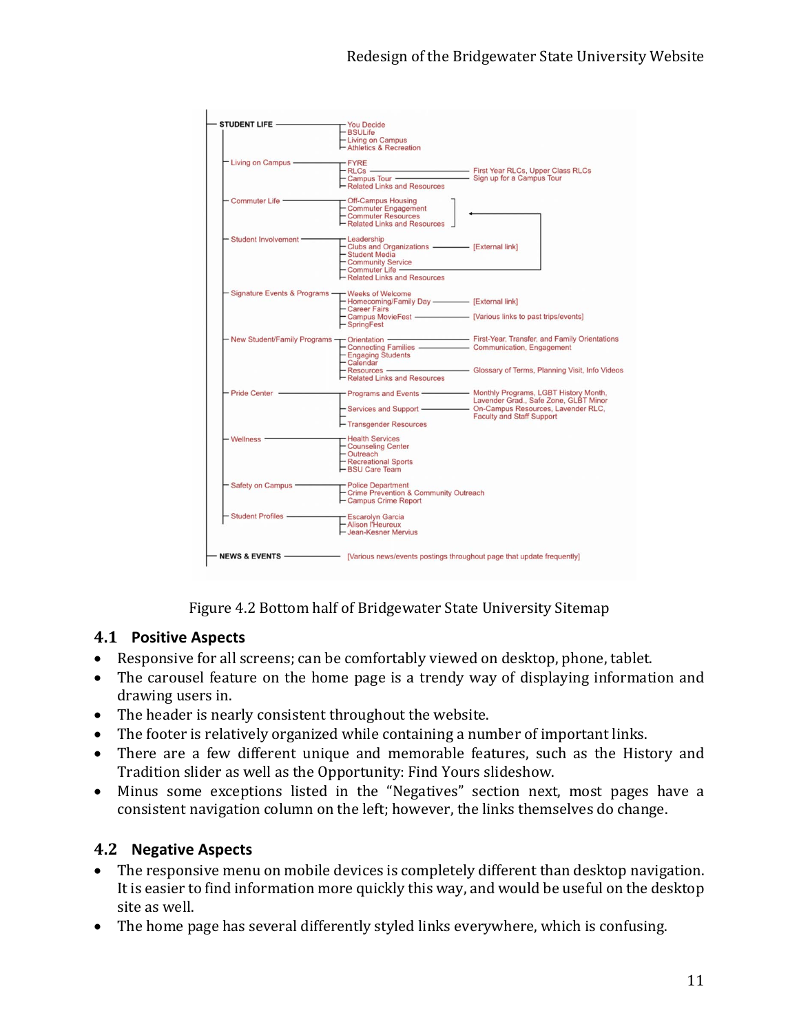- **STUDENT LIFE**
  - You Decide
  - BSULife
  - Living on Campus
  - Athletics & Recreation
  - Living on Campus
    - FYRE
    - RLCs — First Year RLCs, Upper Class RLCs
    - Campus Tour — Sign up for a Campus Tour
    - Related Links and Resources
  - Commuter Life
    - Off-Campus Housing
    - Commuter Engagement
    - Commuter Resources
    - Related Links and Resources
  - Student Involvement
    - Leadership
    - Clubs and Organizations — [External link]
    - Student Media
    - Community Service
    - Commuter Life
    - Related Links and Resources
  - Signature Events & Programs
    - Weeks of Welcome
    - Homecoming/Family Day — [External link]
    - Career Fairs
    - Campus MovieFest — [Various links to past trips/events]
    - SpringFest
  - New Student/Family Programs
    - Orientation — First-Year, Transfer, and Family Orientations
    - Connecting Families — Communication, Engagement
    - Engaging Students
    - Calendar
    - Resources — Glossary of Terms, Planning Visit, Info Videos
    - Related Links and Resources
  - Pride Center
    - Programs and Events — Monthly Programs, LGBT History Month, Lavender Grad., Safe Zone, GLBT Minor
    - Services and Support — On-Campus Resources, Lavender RLC, Faculty and Staff Support
    - Transgender Resources
  - Wellness
    - Health Services
    - Counseling Center
    - Outreach
    - Recreational Sports
    - BSU Care Team
  - Safety on Campus
    - Police Department
    - Crime Prevention & Community Outreach
    - Campus Crime Report
  - Student Profiles
    - Escarolyn Garcia
    - Alison l'Heureux
    - Jean-Kesner Mervius
- **NEWS & EVENTS** — [Various news/events postings throughout page that update frequently]

Figure 4.2 Bottom half of Bridgewater State University Sitemap

## 4.1 Positive Aspects

- Responsive for all screens; can be comfortably viewed on desktop, phone, tablet.
- The carousel feature on the home page is a trendy way of displaying information and drawing users in.
- The header is nearly consistent throughout the website.
- The footer is relatively organized while containing a number of important links.
- There are a few different unique and memorable features, such as the History and Tradition slider as well as the Opportunity: Find Yours slideshow.
- Minus some exceptions listed in the "Negatives" section next, most pages have a consistent navigation column on the left; however, the links themselves do change.

## 4.2 Negative Aspects

- The responsive menu on mobile devices is completely different than desktop navigation. It is easier to find information more quickly this way, and would be useful on the desktop site as well.
- The home page has several differently styled links everywhere, which is confusing.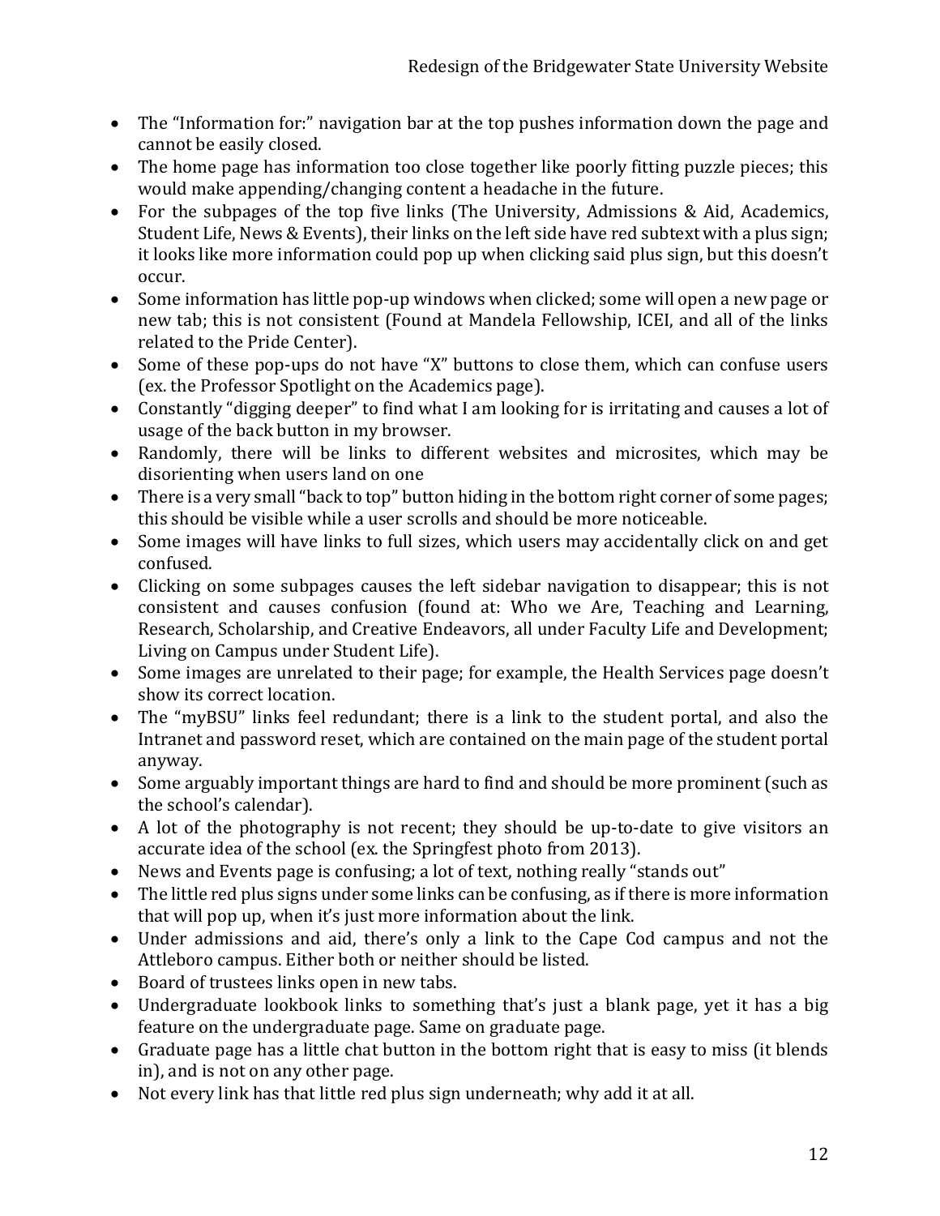- The "Information for:" navigation bar at the top pushes information down the page and cannot be easily closed.
- The home page has information too close together like poorly fitting puzzle pieces; this would make appending/changing content a headache in the future.
- For the subpages of the top five links (The University, Admissions & Aid, Academics, Student Life, News & Events), their links on the left side have red subtext with a plus sign; it looks like more information could pop up when clicking said plus sign, but this doesn't occur.
- Some information has little pop-up windows when clicked; some will open a new page or new tab; this is not consistent (Found at Mandela Fellowship, ICEI, and all of the links related to the Pride Center).
- Some of these pop-ups do not have "X" buttons to close them, which can confuse users (ex. the Professor Spotlight on the Academics page).
- Constantly "digging deeper" to find what I am looking for is irritating and causes a lot of usage of the back button in my browser.
- Randomly, there will be links to different websites and microsites, which may be disorienting when users land on one
- There is a very small "back to top" button hiding in the bottom right corner of some pages; this should be visible while a user scrolls and should be more noticeable.
- Some images will have links to full sizes, which users may accidentally click on and get confused.
- Clicking on some subpages causes the left sidebar navigation to disappear; this is not consistent and causes confusion (found at: Who we Are, Teaching and Learning, Research, Scholarship, and Creative Endeavors, all under Faculty Life and Development; Living on Campus under Student Life).
- Some images are unrelated to their page; for example, the Health Services page doesn't show its correct location.
- The "myBSU" links feel redundant; there is a link to the student portal, and also the Intranet and password reset, which are contained on the main page of the student portal anyway.
- Some arguably important things are hard to find and should be more prominent (such as the school's calendar).
- A lot of the photography is not recent; they should be up-to-date to give visitors an accurate idea of the school (ex. the Springfest photo from 2013).
- News and Events page is confusing; a lot of text, nothing really "stands out"
- The little red plus signs under some links can be confusing, as if there is more information that will pop up, when it's just more information about the link.
- Under admissions and aid, there's only a link to the Cape Cod campus and not the Attleboro campus. Either both or neither should be listed.
- Board of trustees links open in new tabs.
- Undergraduate lookbook links to something that's just a blank page, yet it has a big feature on the undergraduate page. Same on graduate page.
- Graduate page has a little chat button in the bottom right that is easy to miss (it blends in), and is not on any other page.
- Not every link has that little red plus sign underneath; why add it at all.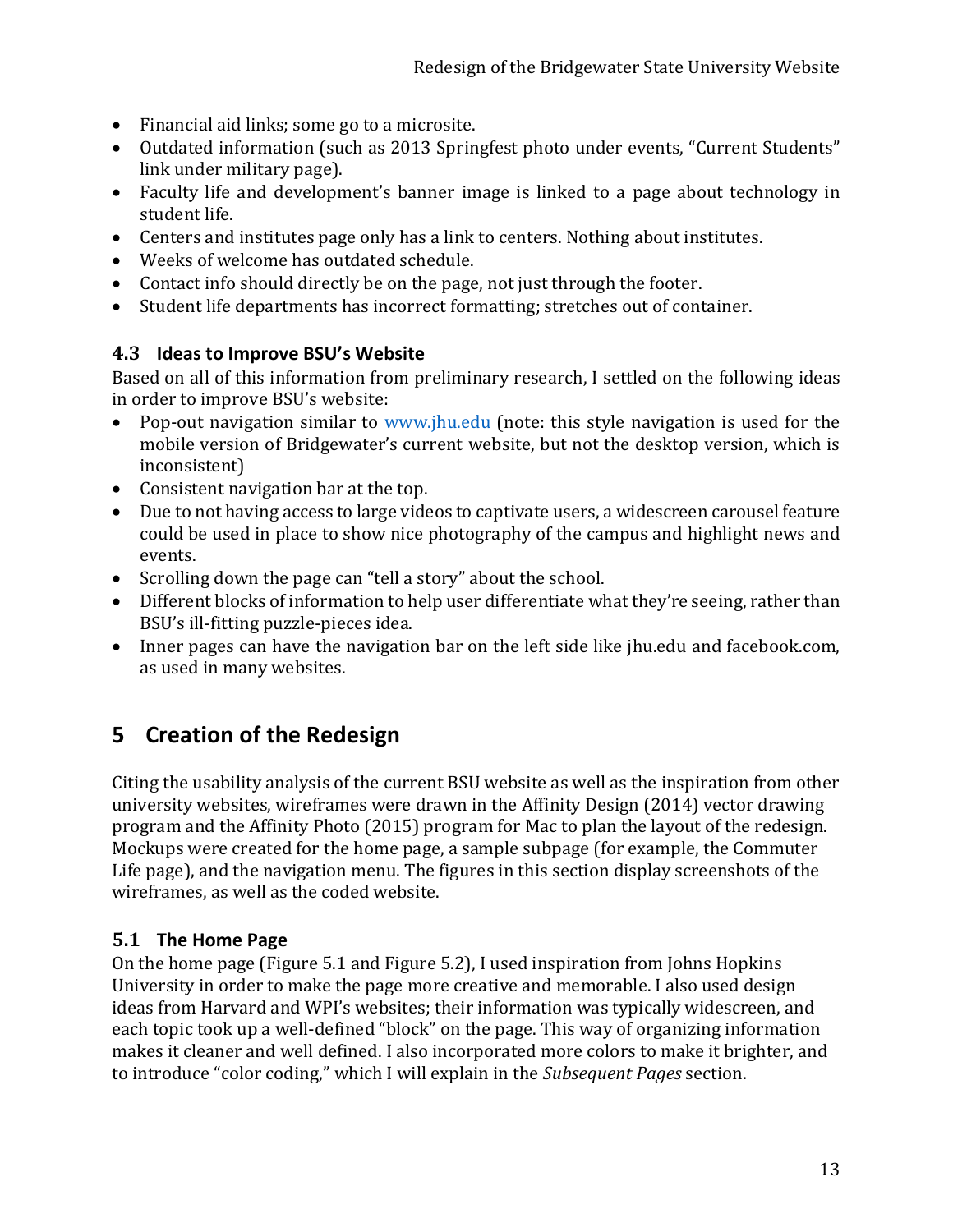- Financial aid links; some go to a microsite.
- Outdated information (such as 2013 Springfest photo under events, "Current Students" link under military page).
- Faculty life and development's banner image is linked to a page about technology in student life.
- Centers and institutes page only has a link to centers. Nothing about institutes.
- Weeks of welcome has outdated schedule.
- Contact info should directly be on the page, not just through the footer.
- Student life departments has incorrect formatting; stretches out of container.

### 4.3 Ideas to Improve BSU's Website

Based on all of this information from preliminary research, I settled on the following ideas in order to improve BSU's website:

- Pop-out navigation similar to [www.jhu.edu](www.jhu.edu) (note: this style navigation is used for the mobile version of Bridgewater's current website, but not the desktop version, which is inconsistent)
- Consistent navigation bar at the top.
- Due to not having access to large videos to captivate users, a widescreen carousel feature could be used in place to show nice photography of the campus and highlight news and events.
- Scrolling down the page can "tell a story" about the school.
- Different blocks of information to help user differentiate what they're seeing, rather than BSU's ill-fitting puzzle-pieces idea.
- Inner pages can have the navigation bar on the left side like jhu.edu and facebook.com, as used in many websites.

## 5 Creation of the Redesign

Citing the usability analysis of the current BSU website as well as the inspiration from other university websites, wireframes were drawn in the Affinity Design (2014) vector drawing program and the Affinity Photo (2015) program for Mac to plan the layout of the redesign. Mockups were created for the home page, a sample subpage (for example, the Commuter Life page), and the navigation menu. The figures in this section display screenshots of the wireframes, as well as the coded website.

### 5.1 The Home Page

On the home page (Figure 5.1 and Figure 5.2), I used inspiration from Johns Hopkins University in order to make the page more creative and memorable. I also used design ideas from Harvard and WPI's websites; their information was typically widescreen, and each topic took up a well-defined "block" on the page. This way of organizing information makes it cleaner and well defined. I also incorporated more colors to make it brighter, and to introduce "color coding," which I will explain in the *Subsequent Pages* section.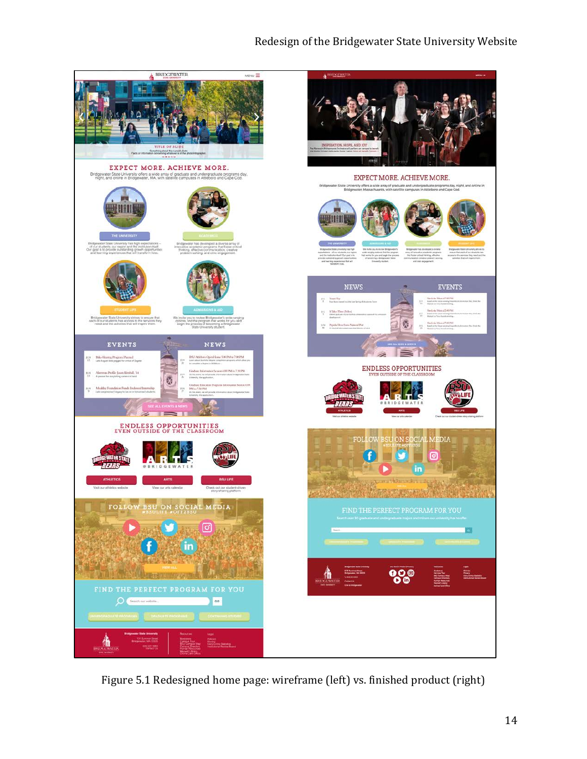Figure 5.1 Redesigned home page: wireframe (left) vs. finished product (right)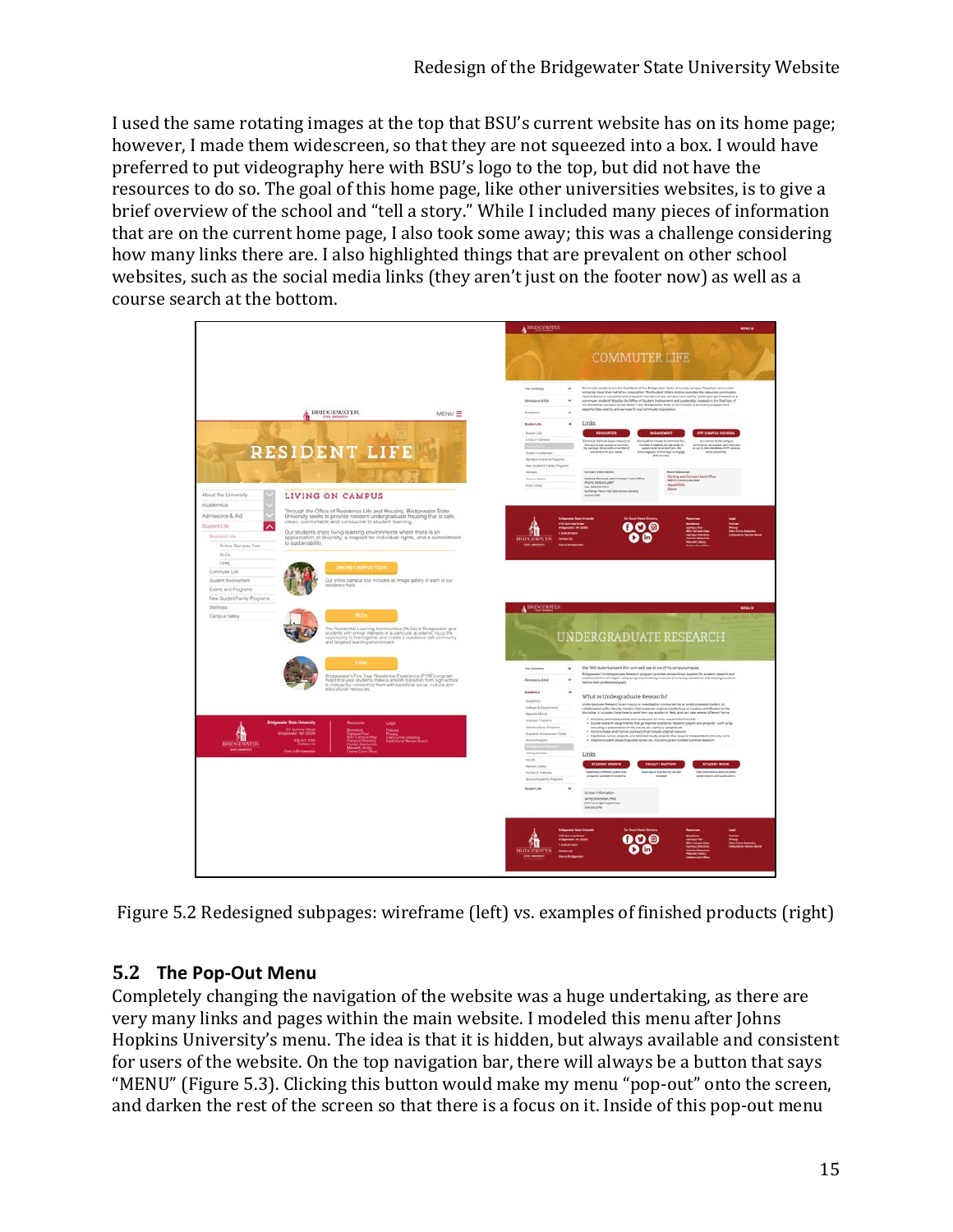I used the same rotating images at the top that BSU's current website has on its home page; however, I made them widescreen, so that they are not squeezed into a box. I would have preferred to put videography here with BSU's logo to the top, but did not have the resources to do so. The goal of this home page, like other universities websites, is to give a brief overview of the school and "tell a story." While I included many pieces of information that are on the current home page, I also took some away; this was a challenge considering how many links there are. I also highlighted things that are prevalent on other school websites, such as the social media links (they aren't just on the footer now) as well as a course search at the bottom.

Figure 5.2 Redesigned subpages: wireframe (left) vs. examples of finished products (right)

## 5.2 The Pop-Out Menu

Completely changing the navigation of the website was a huge undertaking, as there are very many links and pages within the main website. I modeled this menu after Johns Hopkins University's menu. The idea is that it is hidden, but always available and consistent for users of the website. On the top navigation bar, there will always be a button that says "MENU" (Figure 5.3). Clicking this button would make my menu "pop-out" onto the screen, and darken the rest of the screen so that there is a focus on it. Inside of this pop-out menu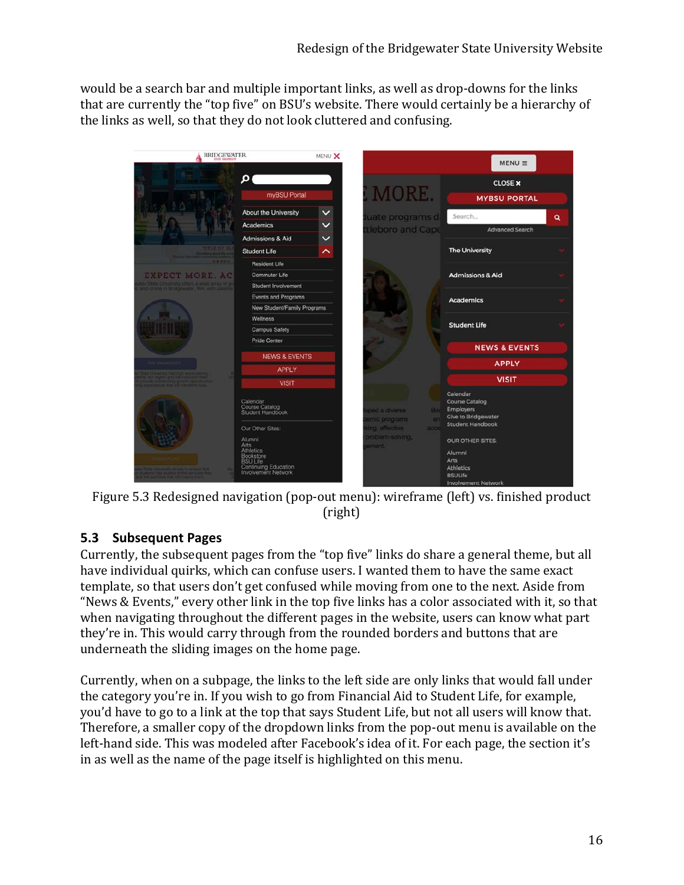would be a search bar and multiple important links, as well as drop-downs for the links that are currently the "top five" on BSU's website. There would certainly be a hierarchy of the links as well, so that they do not look cluttered and confusing.

Figure 5.3 Redesigned navigation (pop-out menu): wireframe (left) vs. finished product (right)

## 5.3 Subsequent Pages

Currently, the subsequent pages from the "top five" links do share a general theme, but all have individual quirks, which can confuse users. I wanted them to have the same exact template, so that users don't get confused while moving from one to the next. Aside from "News & Events," every other link in the top five links has a color associated with it, so that when navigating throughout the different pages in the website, users can know what part they're in. This would carry through from the rounded borders and buttons that are underneath the sliding images on the home page.

Currently, when on a subpage, the links to the left side are only links that would fall under the category you're in. If you wish to go from Financial Aid to Student Life, for example, you'd have to go to a link at the top that says Student Life, but not all users will know that. Therefore, a smaller copy of the dropdown links from the pop-out menu is available on the left-hand side. This was modeled after Facebook's idea of it. For each page, the section it's in as well as the name of the page itself is highlighted on this menu.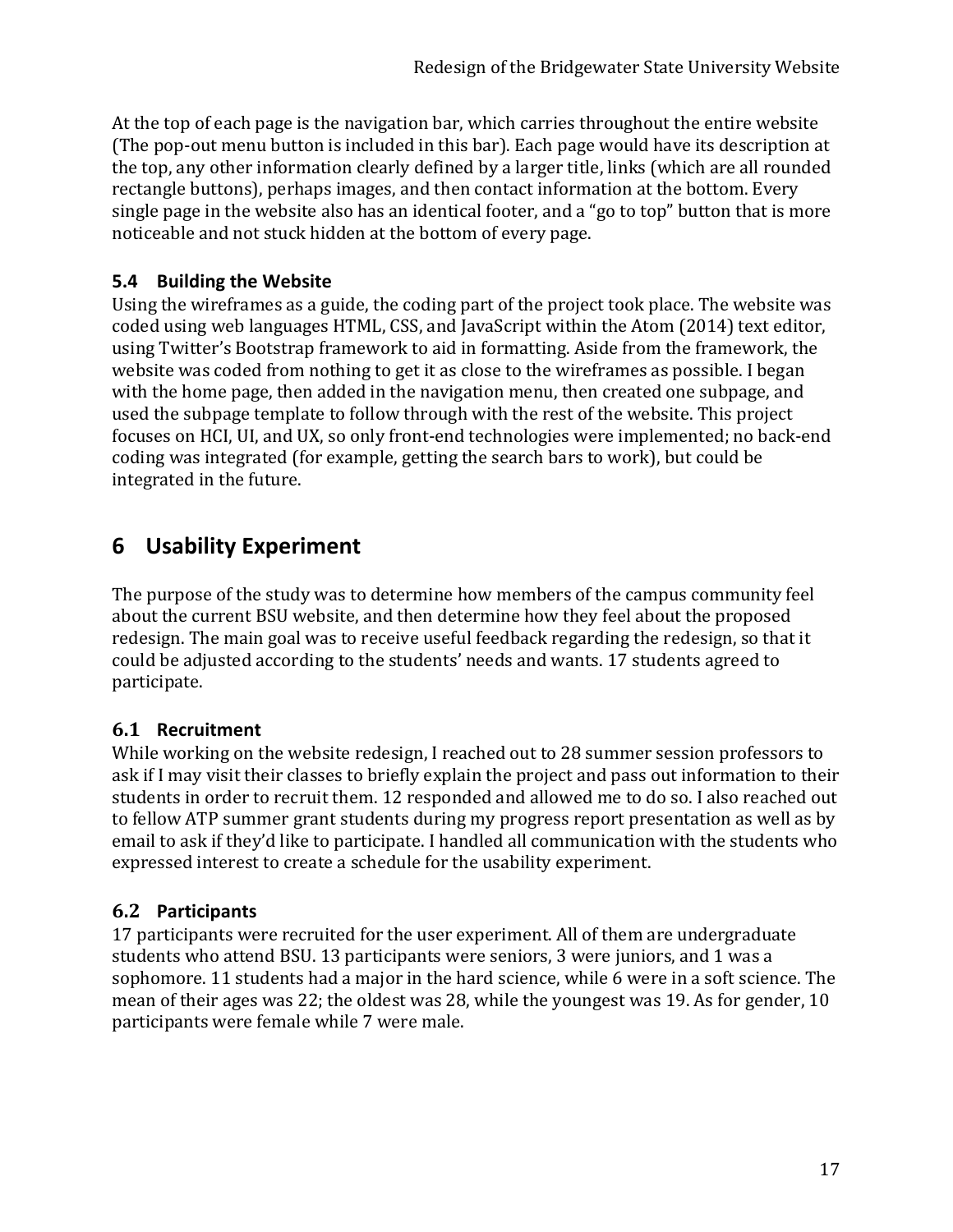At the top of each page is the navigation bar, which carries throughout the entire website (The pop-out menu button is included in this bar). Each page would have its description at the top, any other information clearly defined by a larger title, links (which are all rounded rectangle buttons), perhaps images, and then contact information at the bottom. Every single page in the website also has an identical footer, and a "go to top" button that is more noticeable and not stuck hidden at the bottom of every page.

### 5.4 Building the Website

Using the wireframes as a guide, the coding part of the project took place. The website was coded using web languages HTML, CSS, and JavaScript within the Atom (2014) text editor, using Twitter's Bootstrap framework to aid in formatting. Aside from the framework, the website was coded from nothing to get it as close to the wireframes as possible. I began with the home page, then added in the navigation menu, then created one subpage, and used the subpage template to follow through with the rest of the website. This project focuses on HCI, UI, and UX, so only front-end technologies were implemented; no back-end coding was integrated (for example, getting the search bars to work), but could be integrated in the future.

## 6 Usability Experiment

The purpose of the study was to determine how members of the campus community feel about the current BSU website, and then determine how they feel about the proposed redesign. The main goal was to receive useful feedback regarding the redesign, so that it could be adjusted according to the students' needs and wants. 17 students agreed to participate.

### 6.1 Recruitment

While working on the website redesign, I reached out to 28 summer session professors to ask if I may visit their classes to briefly explain the project and pass out information to their students in order to recruit them. 12 responded and allowed me to do so. I also reached out to fellow ATP summer grant students during my progress report presentation as well as by email to ask if they'd like to participate. I handled all communication with the students who expressed interest to create a schedule for the usability experiment.

### 6.2 Participants

17 participants were recruited for the user experiment. All of them are undergraduate students who attend BSU. 13 participants were seniors, 3 were juniors, and 1 was a sophomore. 11 students had a major in the hard science, while 6 were in a soft science. The mean of their ages was 22; the oldest was 28, while the youngest was 19. As for gender, 10 participants were female while 7 were male.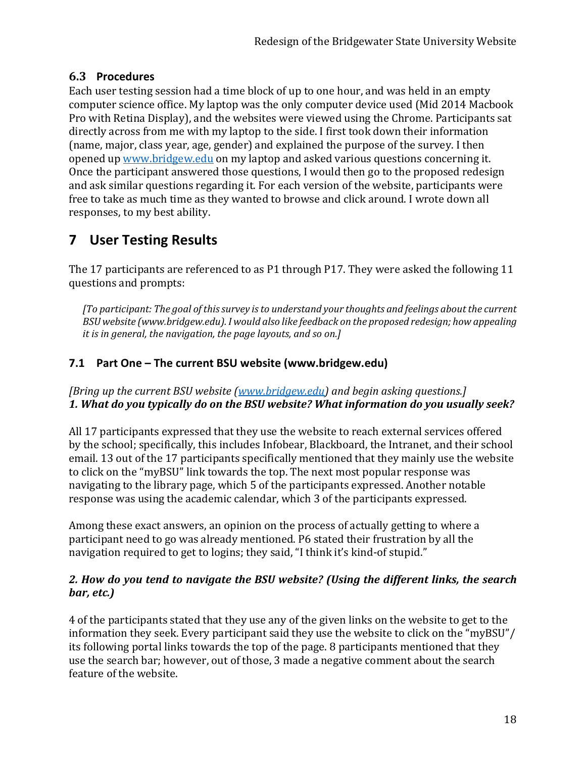### 6.3 Procedures

Each user testing session had a time block of up to one hour, and was held in an empty computer science office. My laptop was the only computer device used (Mid 2014 Macbook Pro with Retina Display), and the websites were viewed using the Chrome. Participants sat directly across from me with my laptop to the side. I first took down their information (name, major, class year, age, gender) and explained the purpose of the survey. I then opened up www.bridgew.edu on my laptop and asked various questions concerning it. Once the participant answered those questions, I would then go to the proposed redesign and ask similar questions regarding it. For each version of the website, participants were free to take as much time as they wanted to browse and click around. I wrote down all responses, to my best ability.

# 7 User Testing Results

The 17 participants are referenced to as P1 through P17. They were asked the following 11 questions and prompts:

> *[To participant: The goal of this survey is to understand your thoughts and feelings about the current BSU website (www.bridgew.edu). I would also like feedback on the proposed redesign; how appealing it is in general, the navigation, the page layouts, and so on.]*

### 7.1 Part One – The current BSU website (www.bridgew.edu)

*[Bring up the current BSU website (www.bridgew.edu) and begin asking questions.]*
***1. What do you typically do on the BSU website? What information do you usually seek?***

All 17 participants expressed that they use the website to reach external services offered by the school; specifically, this includes Infobear, Blackboard, the Intranet, and their school email. 13 out of the 17 participants specifically mentioned that they mainly use the website to click on the "myBSU" link towards the top. The next most popular response was navigating to the library page, which 5 of the participants expressed. Another notable response was using the academic calendar, which 3 of the participants expressed.

Among these exact answers, an opinion on the process of actually getting to where a participant need to go was already mentioned. P6 stated their frustration by all the navigation required to get to logins; they said, "I think it's kind-of stupid."

***2. How do you tend to navigate the BSU website? (Using the different links, the search bar, etc.)***

4 of the participants stated that they use any of the given links on the website to get to the information they seek. Every participant said they use the website to click on the "myBSU"/ its following portal links towards the top of the page. 8 participants mentioned that they use the search bar; however, out of those, 3 made a negative comment about the search feature of the website.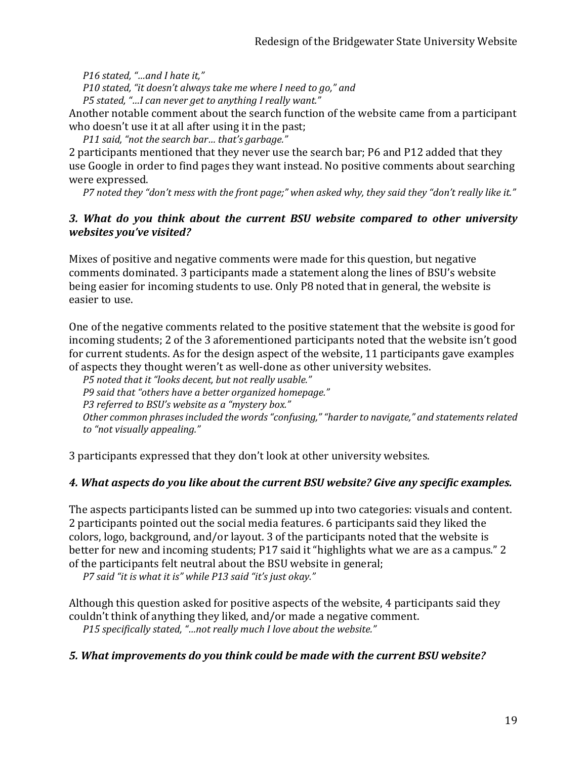*P16 stated, "…and I hate it,"*
*P10 stated, "it doesn't always take me where I need to go," and*
*P5 stated, "…I can never get to anything I really want."*

Another notable comment about the search function of the website came from a participant who doesn't use it at all after using it in the past;

*P11 said, "not the search bar… that's garbage."*

2 participants mentioned that they never use the search bar; P6 and P12 added that they use Google in order to find pages they want instead. No positive comments about searching were expressed.

*P7 noted they "don't mess with the front page;" when asked why, they said they "don't really like it."*

### *3. What do you think about the current BSU website compared to other university websites you've visited?*

Mixes of positive and negative comments were made for this question, but negative comments dominated. 3 participants made a statement along the lines of BSU's website being easier for incoming students to use. Only P8 noted that in general, the website is easier to use.

One of the negative comments related to the positive statement that the website is good for incoming students; 2 of the 3 aforementioned participants noted that the website isn't good for current students. As for the design aspect of the website, 11 participants gave examples of aspects they thought weren't as well-done as other university websites.

*P5 noted that it "looks decent, but not really usable."*
*P9 said that "others have a better organized homepage."*
*P3 referred to BSU's website as a "mystery box."*
*Other common phrases included the words "confusing," "harder to navigate," and statements related to "not visually appealing."*

3 participants expressed that they don't look at other university websites.

### *4. What aspects do you like about the current BSU website? Give any specific examples.*

The aspects participants listed can be summed up into two categories: visuals and content. 2 participants pointed out the social media features. 6 participants said they liked the colors, logo, background, and/or layout. 3 of the participants noted that the website is better for new and incoming students; P17 said it "highlights what we are as a campus." 2 of the participants felt neutral about the BSU website in general;

*P7 said "it is what it is" while P13 said "it's just okay."*

Although this question asked for positive aspects of the website, 4 participants said they couldn't think of anything they liked, and/or made a negative comment.

*P15 specifically stated, "…not really much I love about the website."*

### *5. What improvements do you think could be made with the current BSU website?*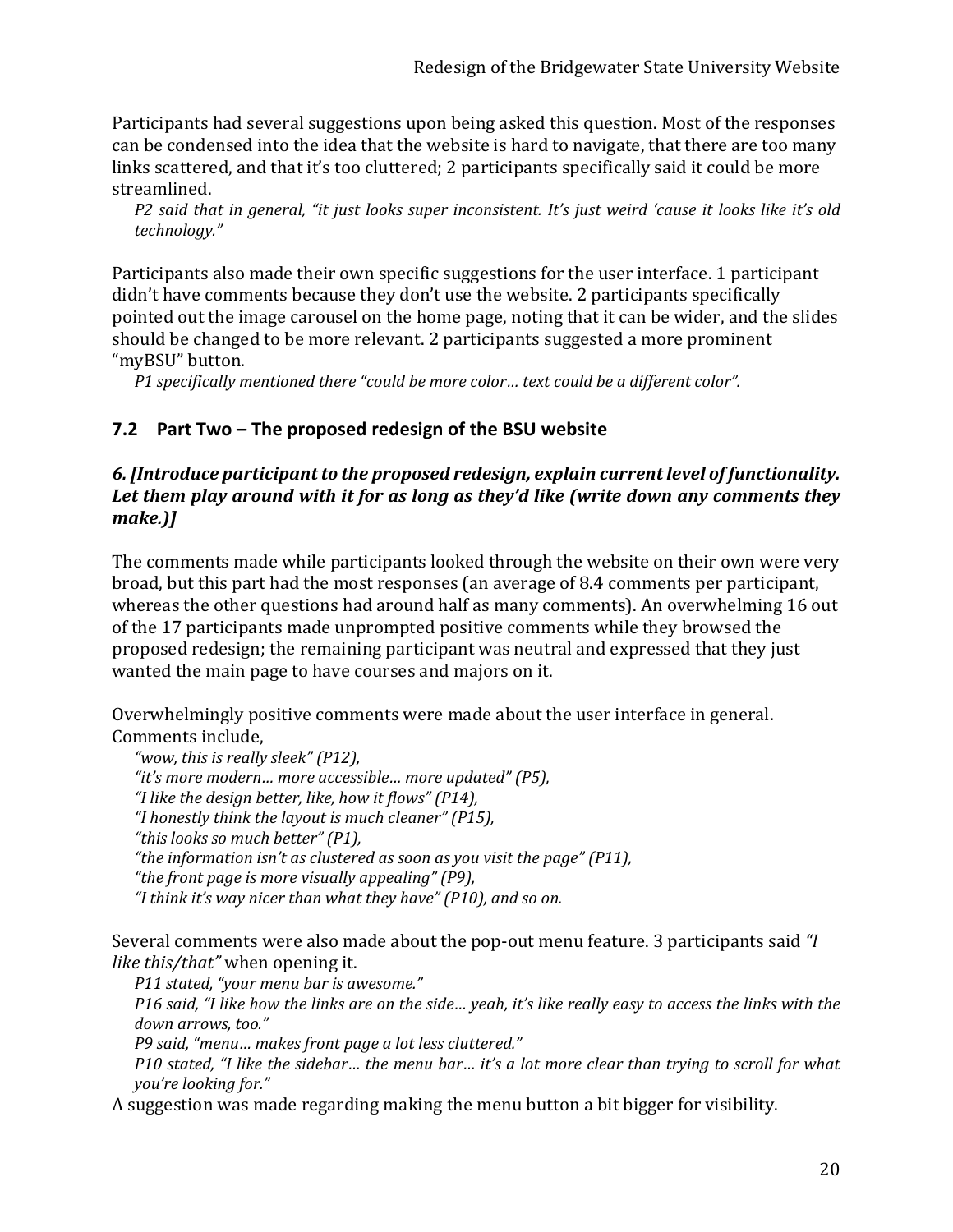Participants had several suggestions upon being asked this question. Most of the responses can be condensed into the idea that the website is hard to navigate, that there are too many links scattered, and that it's too cluttered; 2 participants specifically said it could be more streamlined.

*P2 said that in general, "it just looks super inconsistent. It's just weird 'cause it looks like it's old technology."*

Participants also made their own specific suggestions for the user interface. 1 participant didn't have comments because they don't use the website. 2 participants specifically pointed out the image carousel on the home page, noting that it can be wider, and the slides should be changed to be more relevant. 2 participants suggested a more prominent "myBSU" button.

*P1 specifically mentioned there "could be more color… text could be a different color".*

## 7.2 Part Two – The proposed redesign of the BSU website

### *6. [Introduce participant to the proposed redesign, explain current level of functionality. Let them play around with it for as long as they'd like (write down any comments they make.)]*

The comments made while participants looked through the website on their own were very broad, but this part had the most responses (an average of 8.4 comments per participant, whereas the other questions had around half as many comments). An overwhelming 16 out of the 17 participants made unprompted positive comments while they browsed the proposed redesign; the remaining participant was neutral and expressed that they just wanted the main page to have courses and majors on it.

Overwhelmingly positive comments were made about the user interface in general. Comments include,

*"wow, this is really sleek" (P12),*
*"it's more modern… more accessible… more updated" (P5),*
*"I like the design better, like, how it flows" (P14),*
*"I honestly think the layout is much cleaner" (P15),*
*"this looks so much better" (P1),*
*"the information isn't as clustered as soon as you visit the page" (P11),*
*"the front page is more visually appealing" (P9),*
*"I think it's way nicer than what they have" (P10), and so on.*

Several comments were also made about the pop-out menu feature. 3 participants said *"I like this/that"* when opening it.

*P11 stated, "your menu bar is awesome."*

*P16 said, "I like how the links are on the side… yeah, it's like really easy to access the links with the down arrows, too."*

*P9 said, "menu… makes front page a lot less cluttered."*

*P10 stated, "I like the sidebar… the menu bar… it's a lot more clear than trying to scroll for what you're looking for."*

A suggestion was made regarding making the menu button a bit bigger for visibility.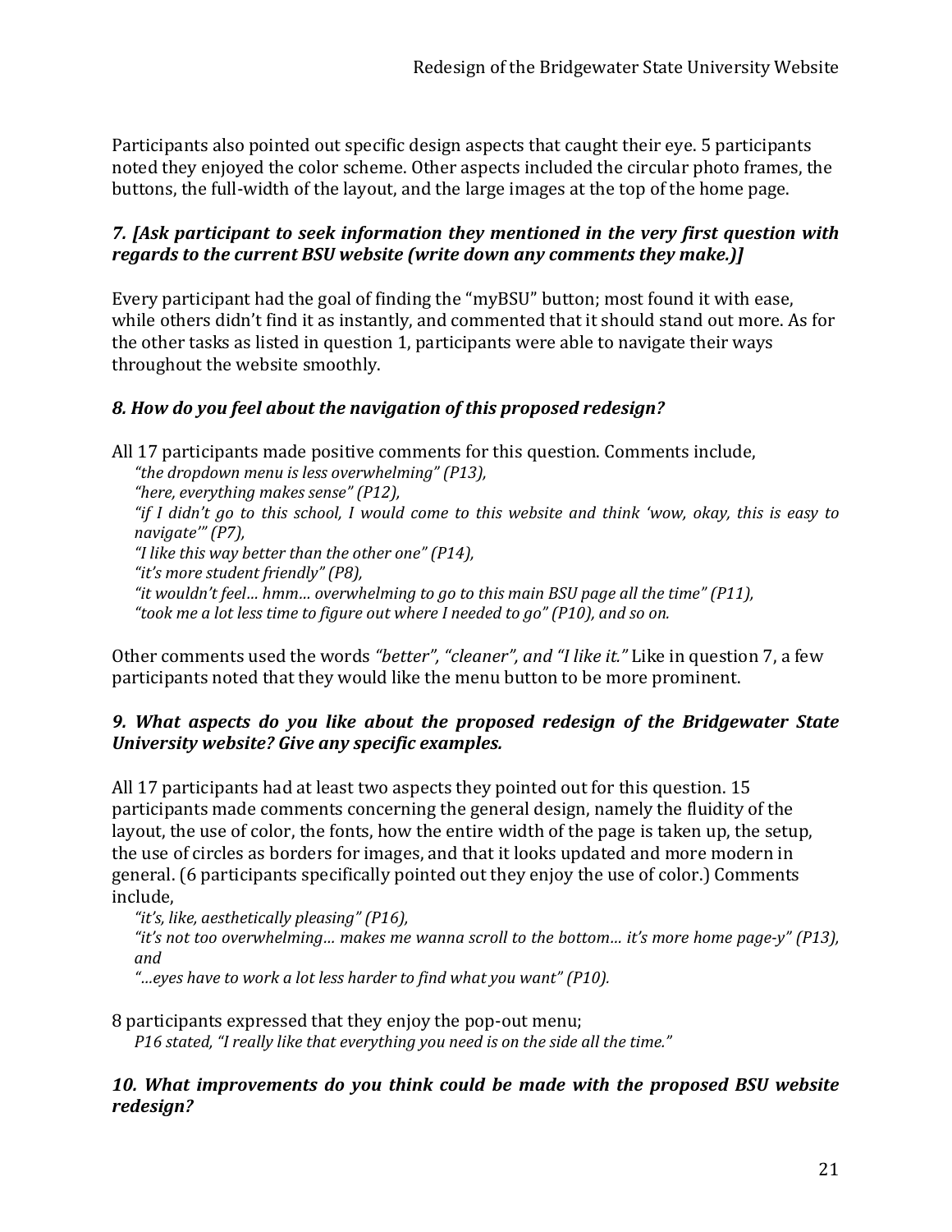Participants also pointed out specific design aspects that caught their eye. 5 participants noted they enjoyed the color scheme. Other aspects included the circular photo frames, the buttons, the full-width of the layout, and the large images at the top of the home page.

### *7. [Ask participant to seek information they mentioned in the very first question with regards to the current BSU website (write down any comments they make.)]*

Every participant had the goal of finding the "myBSU" button; most found it with ease, while others didn't find it as instantly, and commented that it should stand out more. As for the other tasks as listed in question 1, participants were able to navigate their ways throughout the website smoothly.

### *8. How do you feel about the navigation of this proposed redesign?*

All 17 participants made positive comments for this question. Comments include,

> *"the dropdown menu is less overwhelming" (P13),*
> *"here, everything makes sense" (P12),*
> *"if I didn't go to this school, I would come to this website and think 'wow, okay, this is easy to navigate'" (P7),*
> *"I like this way better than the other one" (P14),*
> *"it's more student friendly" (P8),*
> *"it wouldn't feel… hmm… overwhelming to go to this main BSU page all the time" (P11),*
> *"took me a lot less time to figure out where I needed to go" (P10), and so on.*

Other comments used the words *"better", "cleaner", and "I like it."* Like in question 7, a few participants noted that they would like the menu button to be more prominent.

### *9. What aspects do you like about the proposed redesign of the Bridgewater State University website? Give any specific examples.*

All 17 participants had at least two aspects they pointed out for this question. 15 participants made comments concerning the general design, namely the fluidity of the layout, the use of color, the fonts, how the entire width of the page is taken up, the setup, the use of circles as borders for images, and that it looks updated and more modern in general. (6 participants specifically pointed out they enjoy the use of color.) Comments include,

> *"it's, like, aesthetically pleasing" (P16),*
> *"it's not too overwhelming… makes me wanna scroll to the bottom… it's more home page-y" (P13), and*
> *"…eyes have to work a lot less harder to find what you want" (P10).*

8 participants expressed that they enjoy the pop-out menu;

> *P16 stated, "I really like that everything you need is on the side all the time."*

### *10. What improvements do you think could be made with the proposed BSU website redesign?*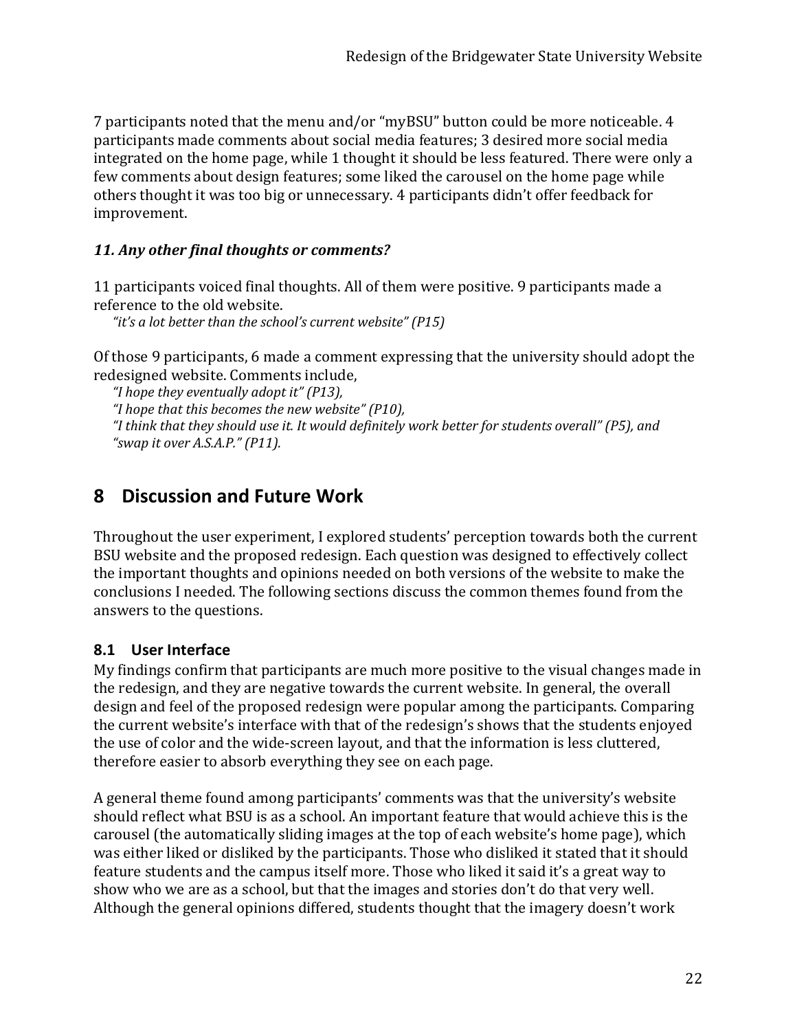7 participants noted that the menu and/or "myBSU" button could be more noticeable. 4 participants made comments about social media features; 3 desired more social media integrated on the home page, while 1 thought it should be less featured. There were only a few comments about design features; some liked the carousel on the home page while others thought it was too big or unnecessary. 4 participants didn't offer feedback for improvement.

### *11. Any other final thoughts or comments?*

11 participants voiced final thoughts. All of them were positive. 9 participants made a reference to the old website.

*"it's a lot better than the school's current website" (P15)*

Of those 9 participants, 6 made a comment expressing that the university should adopt the redesigned website. Comments include,

*"I hope they eventually adopt it" (P13),*
*"I hope that this becomes the new website" (P10),*
*"I think that they should use it. It would definitely work better for students overall" (P5), and*
*"swap it over A.S.A.P." (P11).*

# 8 Discussion and Future Work

Throughout the user experiment, I explored students' perception towards both the current BSU website and the proposed redesign. Each question was designed to effectively collect the important thoughts and opinions needed on both versions of the website to make the conclusions I needed. The following sections discuss the common themes found from the answers to the questions.

## 8.1 User Interface

My findings confirm that participants are much more positive to the visual changes made in the redesign, and they are negative towards the current website. In general, the overall design and feel of the proposed redesign were popular among the participants. Comparing the current website's interface with that of the redesign's shows that the students enjoyed the use of color and the wide-screen layout, and that the information is less cluttered, therefore easier to absorb everything they see on each page.

A general theme found among participants' comments was that the university's website should reflect what BSU is as a school. An important feature that would achieve this is the carousel (the automatically sliding images at the top of each website's home page), which was either liked or disliked by the participants. Those who disliked it stated that it should feature students and the campus itself more. Those who liked it said it's a great way to show who we are as a school, but that the images and stories don't do that very well. Although the general opinions differed, students thought that the imagery doesn't work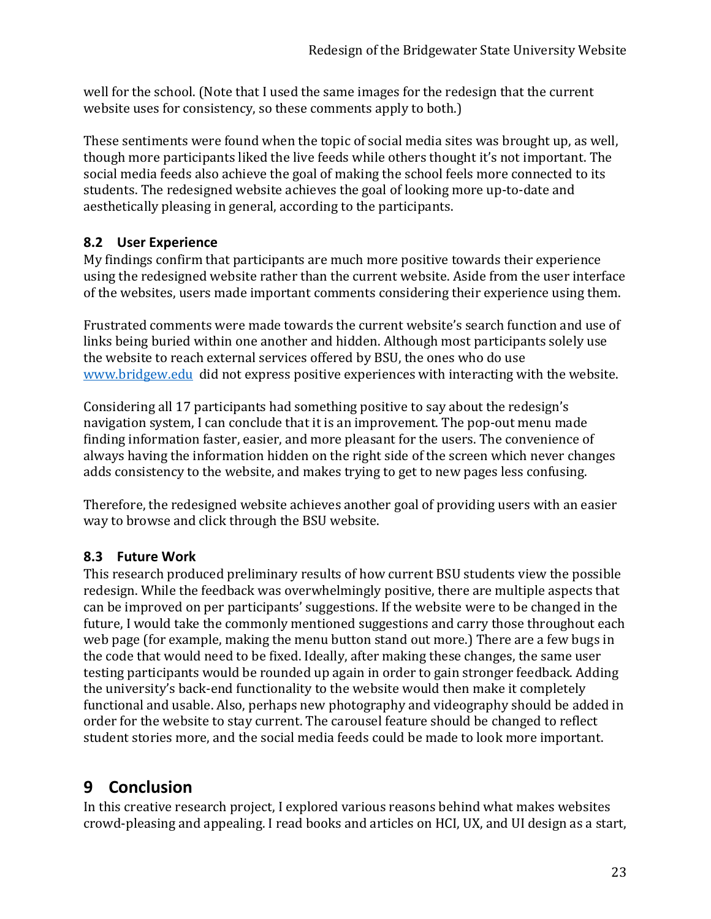well for the school. (Note that I used the same images for the redesign that the current website uses for consistency, so these comments apply to both.)

These sentiments were found when the topic of social media sites was brought up, as well, though more participants liked the live feeds while others thought it's not important. The social media feeds also achieve the goal of making the school feels more connected to its students. The redesigned website achieves the goal of looking more up-to-date and aesthetically pleasing in general, according to the participants.

### 8.2 User Experience

My findings confirm that participants are much more positive towards their experience using the redesigned website rather than the current website. Aside from the user interface of the websites, users made important comments considering their experience using them.

Frustrated comments were made towards the current website's search function and use of links being buried within one another and hidden. Although most participants solely use the website to reach external services offered by BSU, the ones who do use [www.bridgew.edu](www.bridgew.edu) did not express positive experiences with interacting with the website.

Considering all 17 participants had something positive to say about the redesign's navigation system, I can conclude that it is an improvement. The pop-out menu made finding information faster, easier, and more pleasant for the users. The convenience of always having the information hidden on the right side of the screen which never changes adds consistency to the website, and makes trying to get to new pages less confusing.

Therefore, the redesigned website achieves another goal of providing users with an easier way to browse and click through the BSU website.

### 8.3 Future Work

This research produced preliminary results of how current BSU students view the possible redesign. While the feedback was overwhelmingly positive, there are multiple aspects that can be improved on per participants' suggestions. If the website were to be changed in the future, I would take the commonly mentioned suggestions and carry those throughout each web page (for example, making the menu button stand out more.) There are a few bugs in the code that would need to be fixed. Ideally, after making these changes, the same user testing participants would be rounded up again in order to gain stronger feedback. Adding the university's back-end functionality to the website would then make it completely functional and usable. Also, perhaps new photography and videography should be added in order for the website to stay current. The carousel feature should be changed to reflect student stories more, and the social media feeds could be made to look more important.

## 9 Conclusion

In this creative research project, I explored various reasons behind what makes websites crowd-pleasing and appealing. I read books and articles on HCI, UX, and UI design as a start,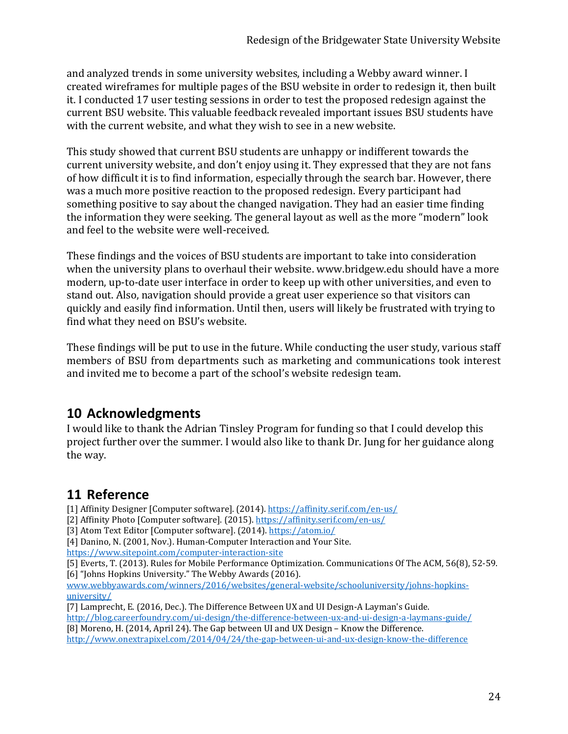and analyzed trends in some university websites, including a Webby award winner. I created wireframes for multiple pages of the BSU website in order to redesign it, then built it. I conducted 17 user testing sessions in order to test the proposed redesign against the current BSU website. This valuable feedback revealed important issues BSU students have with the current website, and what they wish to see in a new website.

This study showed that current BSU students are unhappy or indifferent towards the current university website, and don't enjoy using it. They expressed that they are not fans of how difficult it is to find information, especially through the search bar. However, there was a much more positive reaction to the proposed redesign. Every participant had something positive to say about the changed navigation. They had an easier time finding the information they were seeking. The general layout as well as the more "modern" look and feel to the website were well-received.

These findings and the voices of BSU students are important to take into consideration when the university plans to overhaul their website. www.bridgew.edu should have a more modern, up-to-date user interface in order to keep up with other universities, and even to stand out. Also, navigation should provide a great user experience so that visitors can quickly and easily find information. Until then, users will likely be frustrated with trying to find what they need on BSU's website.

These findings will be put to use in the future. While conducting the user study, various staff members of BSU from departments such as marketing and communications took interest and invited me to become a part of the school's website redesign team.

## 10 Acknowledgments

I would like to thank the Adrian Tinsley Program for funding so that I could develop this project further over the summer. I would also like to thank Dr. Jung for her guidance along the way.

## 11 Reference

[1] Affinity Designer [Computer software]. (2014). https://affinity.serif.com/en-us/
[2] Affinity Photo [Computer software]. (2015). https://affinity.serif.com/en-us/
[3] Atom Text Editor [Computer software]. (2014). https://atom.io/
[4] Danino, N. (2001, Nov.). Human-Computer Interaction and Your Site. https://www.sitepoint.com/computer-interaction-site
[5] Everts, T. (2013). Rules for Mobile Performance Optimization. Communications Of The ACM, 56(8), 52-59.
[6] "Johns Hopkins University." The Webby Awards (2016). www.webbyawards.com/winners/2016/websites/general-website/schooluniversity/johns-hopkins-university/
[7] Lamprecht, E. (2016, Dec.). The Difference Between UX and UI Design-A Layman's Guide. http://blog.careerfoundry.com/ui-design/the-difference-between-ux-and-ui-design-a-laymans-guide/
[8] Moreno, H. (2014, April 24). The Gap between UI and UX Design – Know the Difference. http://www.onextrapixel.com/2014/04/24/the-gap-between-ui-and-ux-design-know-the-difference